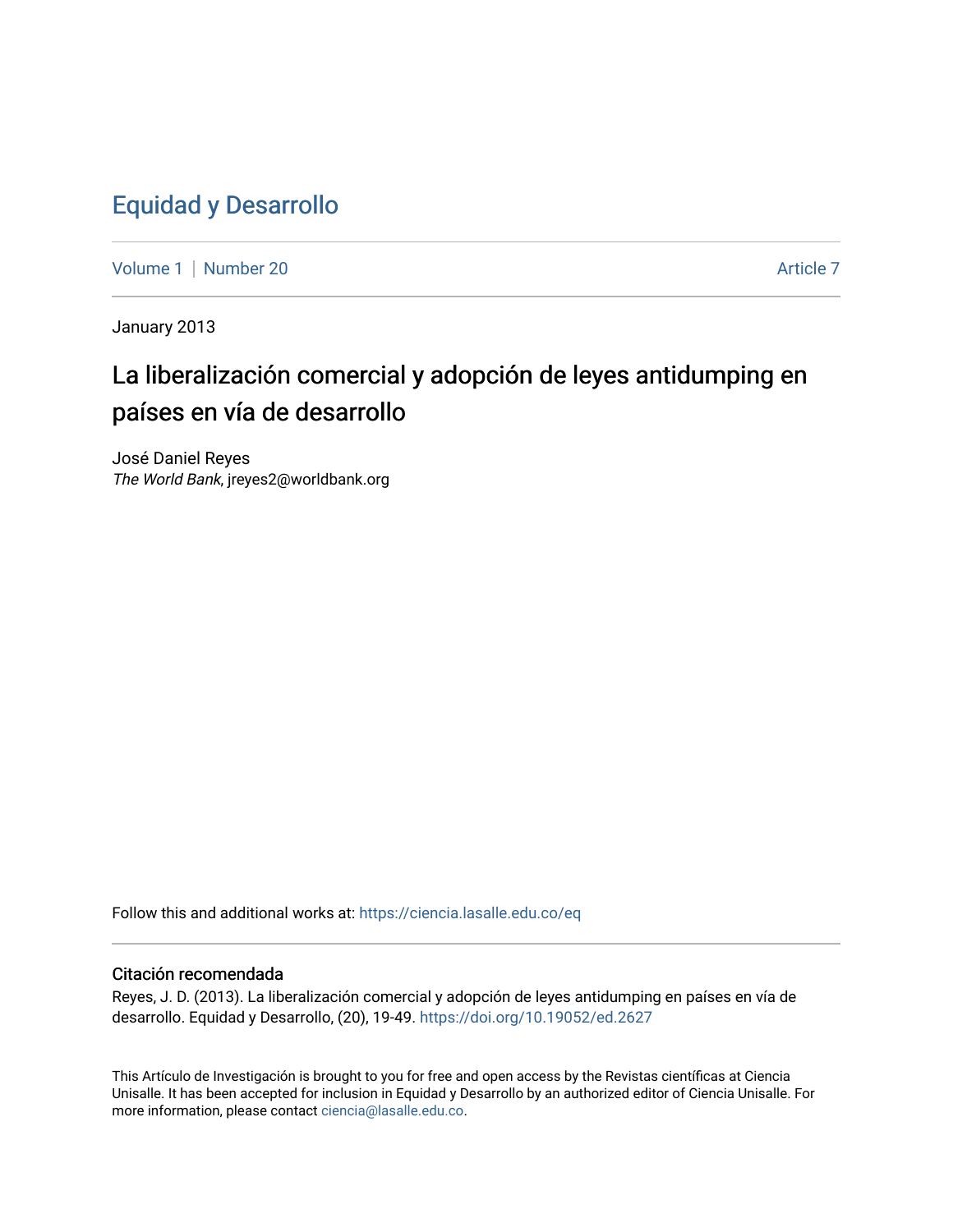# Equidad y Desarrollo

Volume 1 | Number 20 Article 7

January 2013

## La liberalización comercial y adopción de leyes antidumping en países en vía de desarrollo

José Daniel Reyes
*The World Bank*, jreyes2@worldbank.org

Follow this and additional works at: https://ciencia.lasalle.edu.co/eq

### Citación recomendada

Reyes, J. D. (2013). La liberalización comercial y adopción de leyes antidumping en países en vía de desarrollo. Equidad y Desarrollo, (20), 19-49. https://doi.org/10.19052/ed.2627

This Artículo de Investigación is brought to you for free and open access by the Revistas científicas at Ciencia Unisalle. It has been accepted for inclusion in Equidad y Desarrollo by an authorized editor of Ciencia Unisalle. For more information, please contact ciencia@lasalle.edu.co.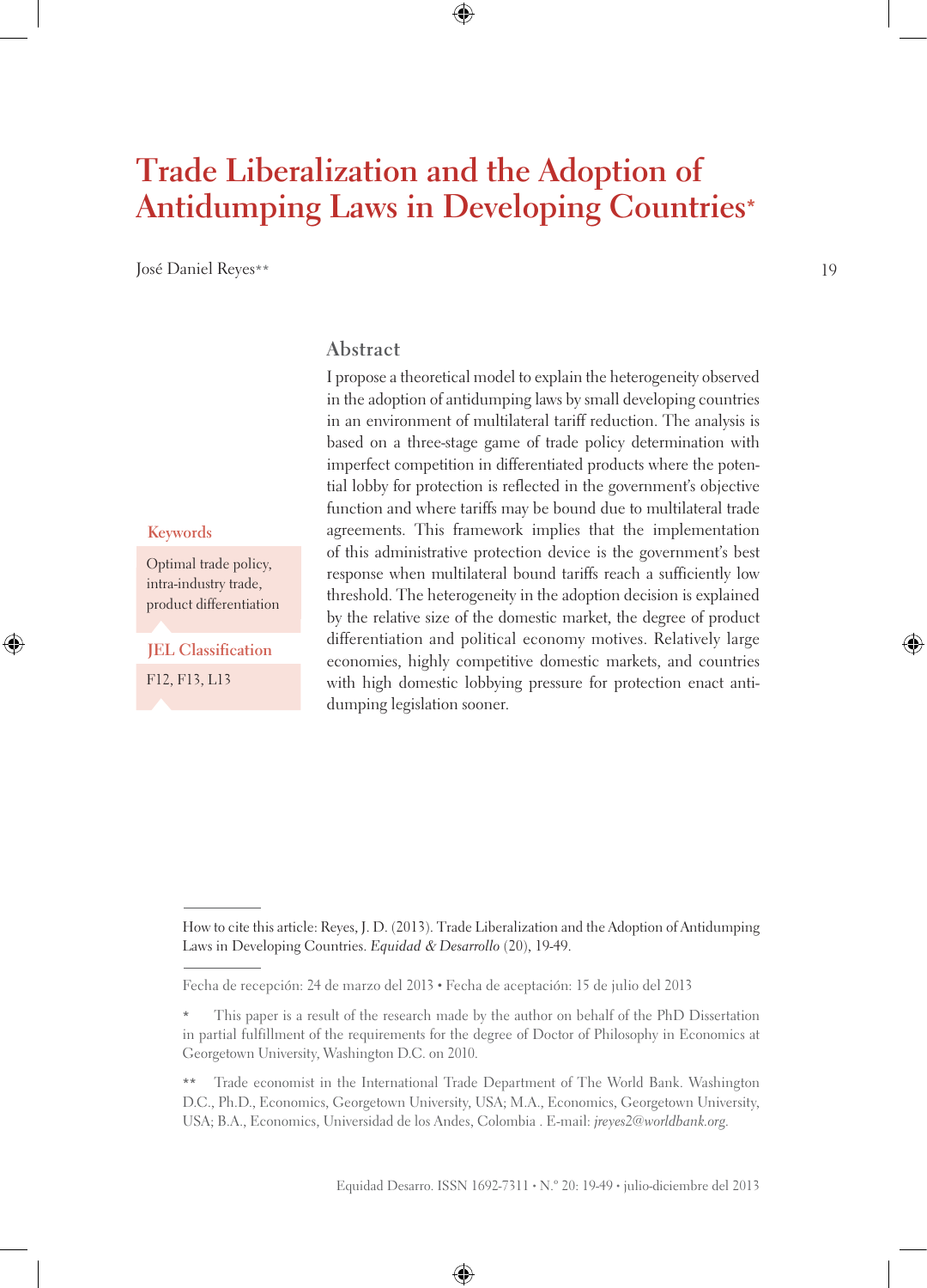# Trade Liberalization and the Adoption of Antidumping Laws in Developing Countries*

José Daniel Reyes**

## Abstract

I propose a theoretical model to explain the heterogeneity observed in the adoption of antidumping laws by small developing countries in an environment of multilateral tariff reduction. The analysis is based on a three-stage game of trade policy determination with imperfect competition in differentiated products where the potential lobby for protection is reflected in the government's objective function and where tariffs may be bound due to multilateral trade agreements. This framework implies that the implementation of this administrative protection device is the government's best response when multilateral bound tariffs reach a sufficiently low threshold. The heterogeneity in the adoption decision is explained by the relative size of the domestic market, the degree of product differentiation and political economy motives. Relatively large economies, highly competitive domestic markets, and countries with high domestic lobbying pressure for protection enact antidumping legislation sooner.

**Keywords**

Optimal trade policy, intra-industry trade, product differentiation

**JEL Classification**

F12, F13, L13

---

How to cite this article: Reyes, J. D. (2013). Trade Liberalization and the Adoption of Antidumping Laws in Developing Countries. *Equidad & Desarrollo* (20), 19-49.

---

Fecha de recepción: 24 de marzo del 2013 • Fecha de aceptación: 15 de julio del 2013

\* This paper is a result of the research made by the author on behalf of the PhD Dissertation in partial fulfillment of the requirements for the degree of Doctor of Philosophy in Economics at Georgetown University, Washington D.C. on 2010.

\*\* Trade economist in the International Trade Department of The World Bank. Washington D.C., Ph.D., Economics, Georgetown University, USA; M.A., Economics, Georgetown University, USA; B.A., Economics, Universidad de los Andes, Colombia . E-mail: *jreyes2@worldbank.org*.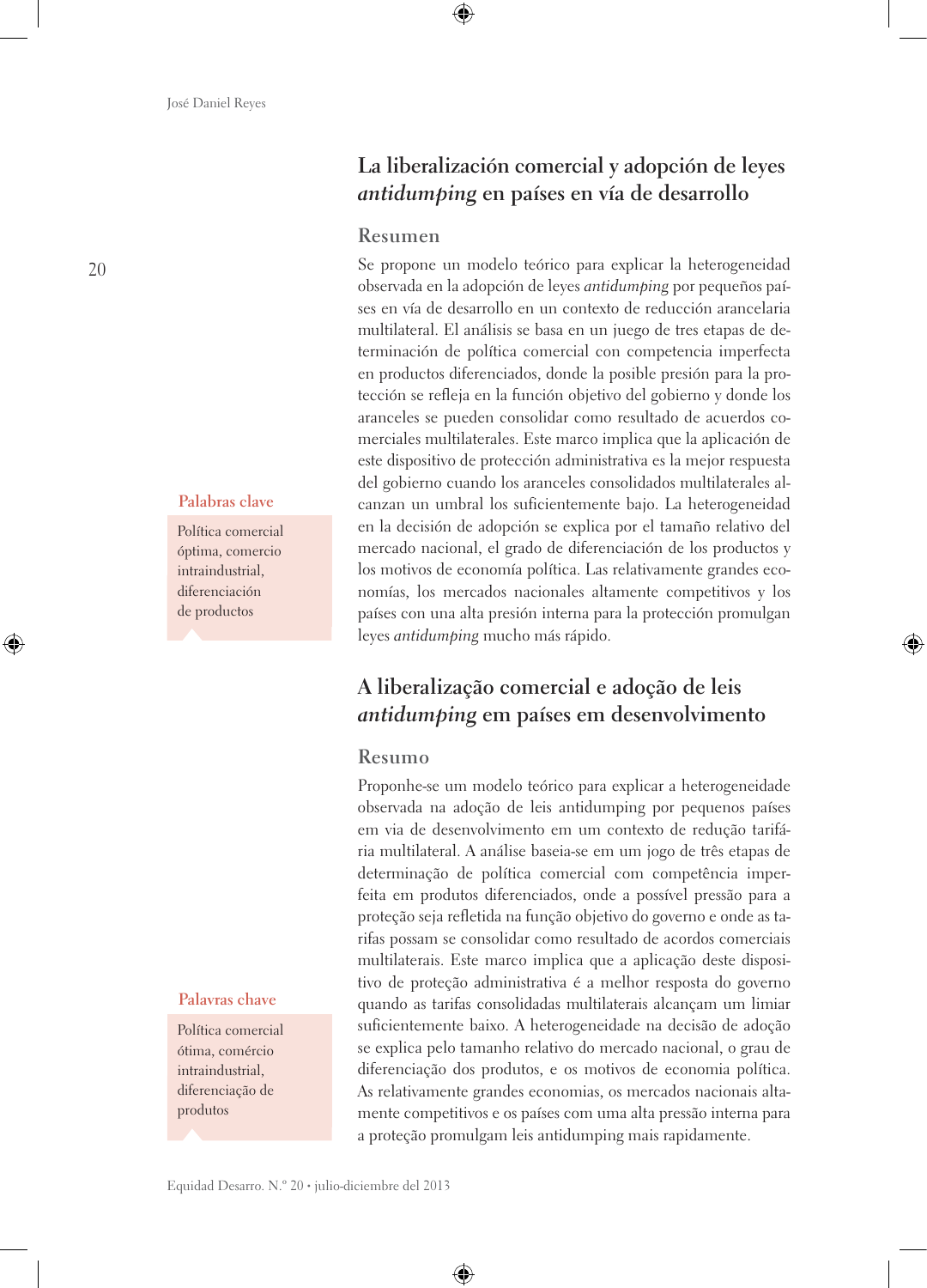## La liberalización comercial y adopción de leyes *antidumping* en países en vía de desarrollo

### Resumen

Se propone un modelo teórico para explicar la heterogeneidad observada en la adopción de leyes *antidumping* por pequeños países en vía de desarrollo en un contexto de reducción arancelaria multilateral. El análisis se basa en un juego de tres etapas de determinación de política comercial con competencia imperfecta en productos diferenciados, donde la posible presión para la protección se refleja en la función objetivo del gobierno y donde los aranceles se pueden consolidar como resultado de acuerdos comerciales multilaterales. Este marco implica que la aplicación de este dispositivo de protección administrativa es la mejor respuesta del gobierno cuando los aranceles consolidados multilaterales alcanzan un umbral los suficientemente bajo. La heterogeneidad en la decisión de adopción se explica por el tamaño relativo del mercado nacional, el grado de diferenciación de los productos y los motivos de economía política. Las relativamente grandes economías, los mercados nacionales altamente competitivos y los países con una alta presión interna para la protección promulgan leyes *antidumping* mucho más rápido.

**Palabras clave**

Política comercial óptima, comercio intraindustrial, diferenciación de productos

## A liberalização comercial e adoção de leis *antidumping* em países em desenvolvimento

### Resumo

Proponhe-se um modelo teórico para explicar a heterogeneidade observada na adoção de leis antidumping por pequenos países em via de desenvolvimento em um contexto de redução tarifária multilateral. A análise baseia-se em um jogo de três etapas de determinação de política comercial com competência imperfeita em produtos diferenciados, onde a possível pressão para a proteção seja refletida na função objetivo do governo e onde as tarifas possam se consolidar como resultado de acordos comerciais multilaterais. Este marco implica que a aplicação deste dispositivo de proteção administrativa é a melhor resposta do governo quando as tarifas consolidadas multilaterais alcançam um limiar suficientemente baixo. A heterogeneidade na decisão de adoção se explica pelo tamanho relativo do mercado nacional, o grau de diferenciação dos produtos, e os motivos de economia política. As relativamente grandes economias, os mercados nacionais altamente competitivos e os países com uma alta pressão interna para a proteção promulgam leis antidumping mais rapidamente.

**Palavras chave**

Política comercial ótima, comércio intraindustrial, diferenciação de produtos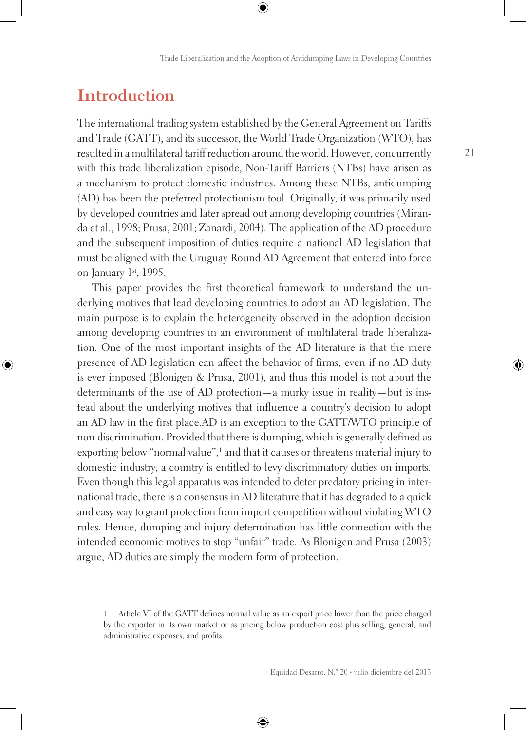# Introduction

The international trading system established by the General Agreement on Tariffs and Trade (GATT), and its successor, the World Trade Organization (WTO), has resulted in a multilateral tariff reduction around the world. However, concurrently with this trade liberalization episode, Non-Tariff Barriers (NTBs) have arisen as a mechanism to protect domestic industries. Among these NTBs, antidumping (AD) has been the preferred protectionism tool. Originally, it was primarily used by developed countries and later spread out among developing countries (Miranda et al., 1998; Prusa, 2001; Zanardi, 2004). The application of the AD procedure and the subsequent imposition of duties require a national AD legislation that must be aligned with the Uruguay Round AD Agreement that entered into force on January 1st, 1995.

This paper provides the first theoretical framework to understand the underlying motives that lead developing countries to adopt an AD legislation. The main purpose is to explain the heterogeneity observed in the adoption decision among developing countries in an environment of multilateral trade liberalization. One of the most important insights of the AD literature is that the mere presence of AD legislation can affect the behavior of firms, even if no AD duty is ever imposed (Blonigen & Prusa, 2001), and thus this model is not about the determinants of the use of AD protection—a murky issue in reality—but is instead about the underlying motives that influence a country's decision to adopt an AD law in the first place.AD is an exception to the GATT/WTO principle of non-discrimination. Provided that there is dumping, which is generally defined as exporting below "normal value",[1] and that it causes or threatens material injury to domestic industry, a country is entitled to levy discriminatory duties on imports. Even though this legal apparatus was intended to deter predatory pricing in international trade, there is a consensus in AD literature that it has degraded to a quick and easy way to grant protection from import competition without violating WTO rules. Hence, dumping and injury determination has little connection with the intended economic motives to stop "unfair" trade. As Blonigen and Prusa (2003) argue, AD duties are simply the modern form of protection.

---

1 Article VI of the GATT defines normal value as an export price lower than the price charged by the exporter in its own market or as pricing below production cost plus selling, general, and administrative expenses, and profits.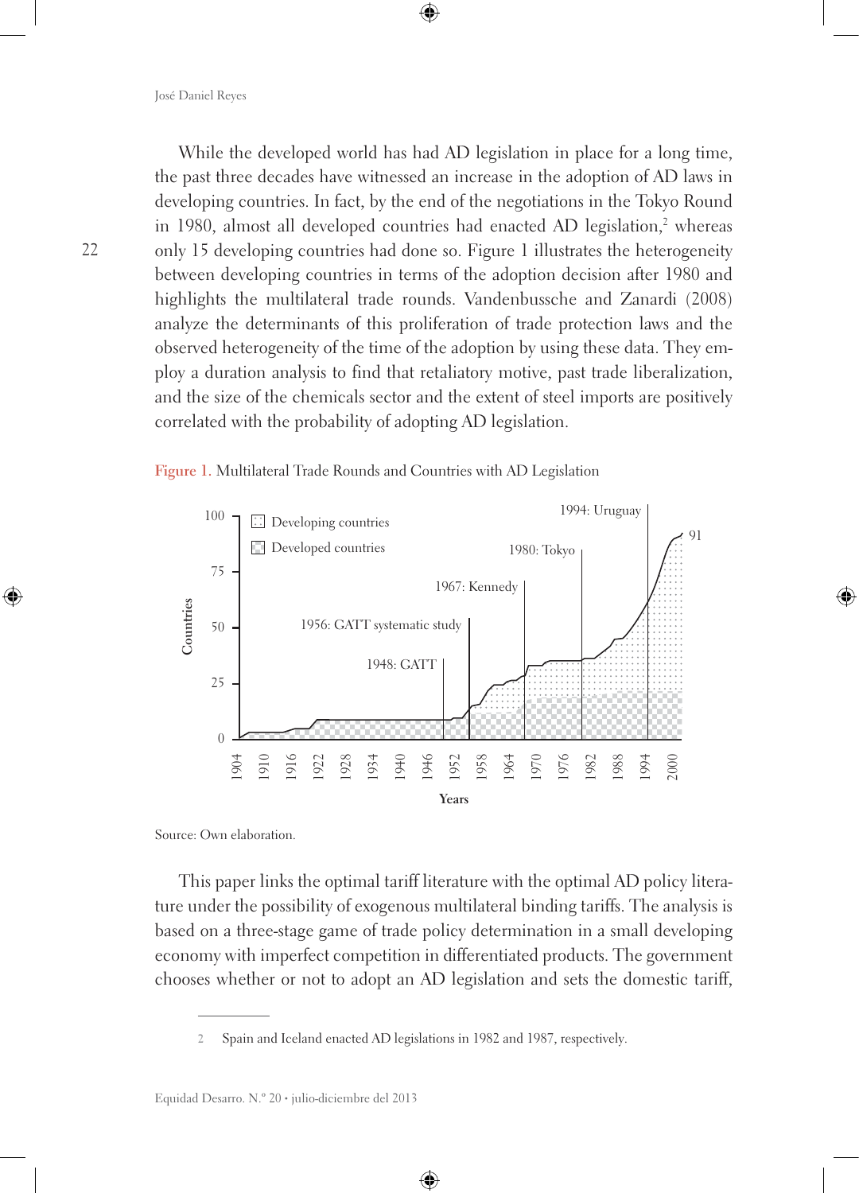While the developed world has had AD legislation in place for a long time, the past three decades have witnessed an increase in the adoption of AD laws in developing countries. In fact, by the end of the negotiations in the Tokyo Round in 1980, almost all developed countries had enacted AD legislation,[2] whereas only 15 developing countries had done so. Figure 1 illustrates the heterogeneity between developing countries in terms of the adoption decision after 1980 and highlights the multilateral trade rounds. Vandenbussche and Zanardi (2008) analyze the determinants of this proliferation of trade protection laws and the observed heterogeneity of the time of the adoption by using these data. They employ a duration analysis to find that retaliatory motive, past trade liberalization, and the size of the chemicals sector and the extent of steel imports are positively correlated with the probability of adopting AD legislation.

**Figure 1.** Multilateral Trade Rounds and Countries with AD Legislation

Source: Own elaboration.

This paper links the optimal tariff literature with the optimal AD policy literature under the possibility of exogenous multilateral binding tariffs. The analysis is based on a three-stage game of trade policy determination in a small developing economy with imperfect competition in differentiated products. The government chooses whether or not to adopt an AD legislation and sets the domestic tariff,

2 Spain and Iceland enacted AD legislations in 1982 and 1987, respectively.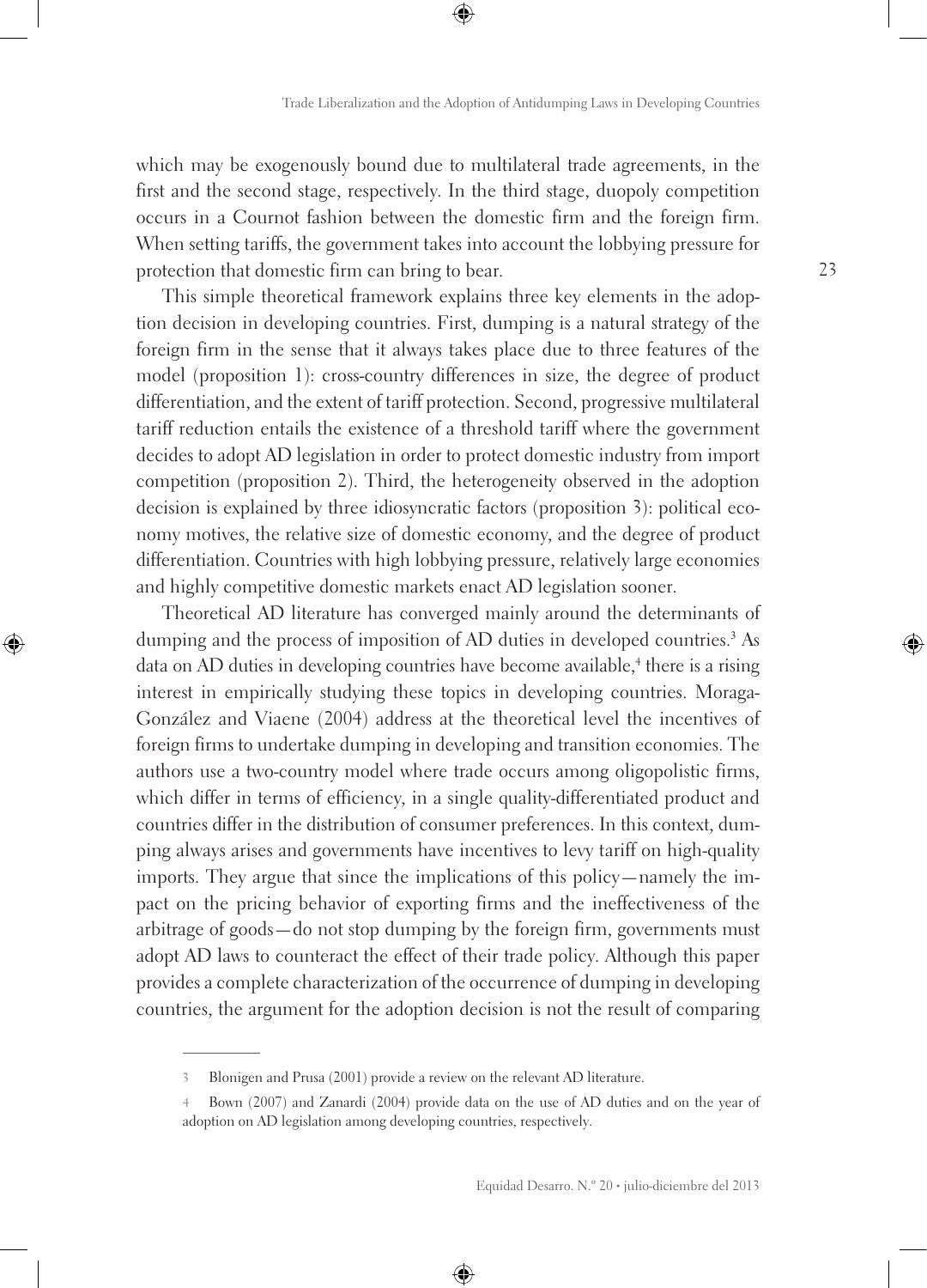which may be exogenously bound due to multilateral trade agreements, in the first and the second stage, respectively. In the third stage, duopoly competition occurs in a Cournot fashion between the domestic firm and the foreign firm. When setting tariffs, the government takes into account the lobbying pressure for protection that domestic firm can bring to bear.

This simple theoretical framework explains three key elements in the adoption decision in developing countries. First, dumping is a natural strategy of the foreign firm in the sense that it always takes place due to three features of the model (proposition 1): cross-country differences in size, the degree of product differentiation, and the extent of tariff protection. Second, progressive multilateral tariff reduction entails the existence of a threshold tariff where the government decides to adopt AD legislation in order to protect domestic industry from import competition (proposition 2). Third, the heterogeneity observed in the adoption decision is explained by three idiosyncratic factors (proposition 3): political economy motives, the relative size of domestic economy, and the degree of product differentiation. Countries with high lobbying pressure, relatively large economies and highly competitive domestic markets enact AD legislation sooner.

Theoretical AD literature has converged mainly around the determinants of dumping and the process of imposition of AD duties in developed countries.[3] As data on AD duties in developing countries have become available,[4] there is a rising interest in empirically studying these topics in developing countries. Moraga-González and Viaene (2004) address at the theoretical level the incentives of foreign firms to undertake dumping in developing and transition economies. The authors use a two-country model where trade occurs among oligopolistic firms, which differ in terms of efficiency, in a single quality-differentiated product and countries differ in the distribution of consumer preferences. In this context, dumping always arises and governments have incentives to levy tariff on high-quality imports. They argue that since the implications of this policy—namely the impact on the pricing behavior of exporting firms and the ineffectiveness of the arbitrage of goods—do not stop dumping by the foreign firm, governments must adopt AD laws to counteract the effect of their trade policy. Although this paper provides a complete characterization of the occurrence of dumping in developing countries, the argument for the adoption decision is not the result of comparing

---

3 Blonigen and Prusa (2001) provide a review on the relevant AD literature.

4 Bown (2007) and Zanardi (2004) provide data on the use of AD duties and on the year of adoption on AD legislation among developing countries, respectively.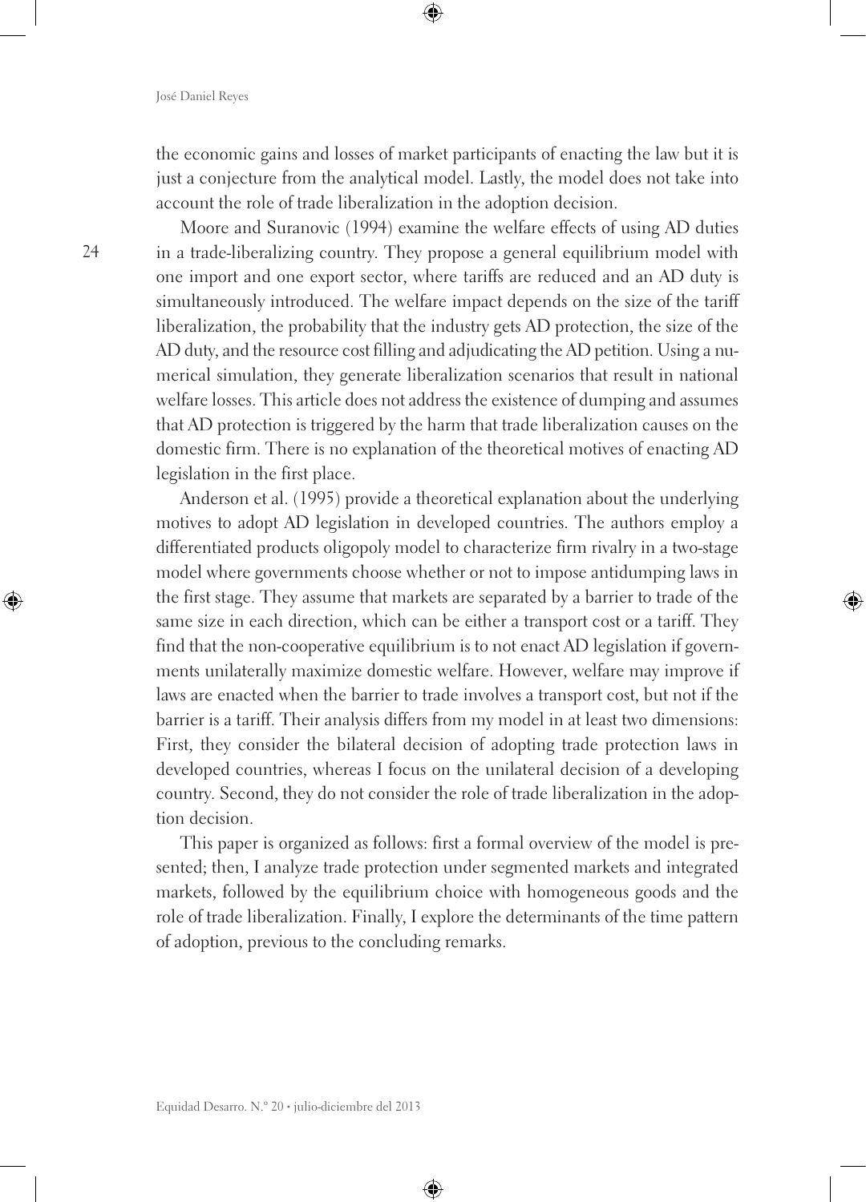the economic gains and losses of market participants of enacting the law but it is just a conjecture from the analytical model. Lastly, the model does not take into account the role of trade liberalization in the adoption decision.

Moore and Suranovic (1994) examine the welfare effects of using AD duties in a trade-liberalizing country. They propose a general equilibrium model with one import and one export sector, where tariffs are reduced and an AD duty is simultaneously introduced. The welfare impact depends on the size of the tariff liberalization, the probability that the industry gets AD protection, the size of the AD duty, and the resource cost filling and adjudicating the AD petition. Using a numerical simulation, they generate liberalization scenarios that result in national welfare losses. This article does not address the existence of dumping and assumes that AD protection is triggered by the harm that trade liberalization causes on the domestic firm. There is no explanation of the theoretical motives of enacting AD legislation in the first place.

Anderson et al. (1995) provide a theoretical explanation about the underlying motives to adopt AD legislation in developed countries. The authors employ a differentiated products oligopoly model to characterize firm rivalry in a two-stage model where governments choose whether or not to impose antidumping laws in the first stage. They assume that markets are separated by a barrier to trade of the same size in each direction, which can be either a transport cost or a tariff. They find that the non-cooperative equilibrium is to not enact AD legislation if governments unilaterally maximize domestic welfare. However, welfare may improve if laws are enacted when the barrier to trade involves a transport cost, but not if the barrier is a tariff. Their analysis differs from my model in at least two dimensions: First, they consider the bilateral decision of adopting trade protection laws in developed countries, whereas I focus on the unilateral decision of a developing country. Second, they do not consider the role of trade liberalization in the adoption decision.

This paper is organized as follows: first a formal overview of the model is presented; then, I analyze trade protection under segmented markets and integrated markets, followed by the equilibrium choice with homogeneous goods and the role of trade liberalization. Finally, I explore the determinants of the time pattern of adoption, previous to the concluding remarks.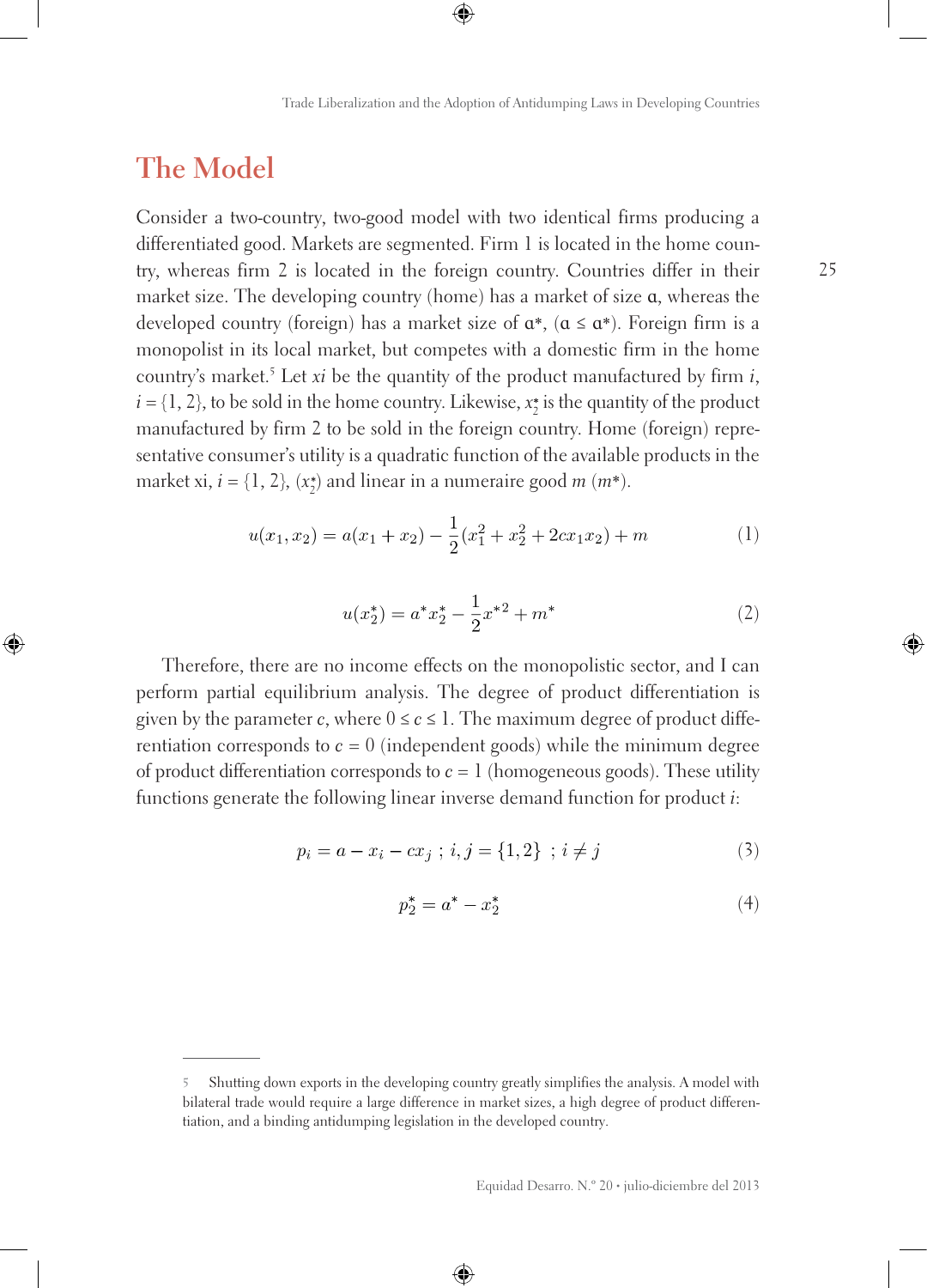## The Model

Consider a two-country, two-good model with two identical firms producing a differentiated good. Markets are segmented. Firm 1 is located in the home country, whereas firm 2 is located in the foreign country. Countries differ in their market size. The developing country (home) has a market of size $a$, whereas the developed country (foreign) has a market size of $a^*$, ($a \leq a^*$). Foreign firm is a monopolist in its local market, but competes with a domestic firm in the home country's market.[5] Let $xi$ be the quantity of the product manufactured by firm $i$, $i = \{1, 2\}$, to be sold in the home country. Likewise, $x_2^*$ is the quantity of the product manufactured by firm 2 to be sold in the foreign country. Home (foreign) representative consumer's utility is a quadratic function of the available products in the market xi, $i = \{1, 2\}$, ($x_2^*$) and linear in a numeraire good $m$ ($m^*$).

$$u(x_1, x_2) = a(x_1 + x_2) - \frac{1}{2}(x_1^2 + x_2^2 + 2cx_1x_2) + m \tag{1}$$

$$u(x_2^*) = a^* x_2^* - \frac{1}{2}x^{*2} + m^* \tag{2}$$

Therefore, there are no income effects on the monopolistic sector, and I can perform partial equilibrium analysis. The degree of product differentiation is given by the parameter $c$, where $0 \leq c \leq 1$. The maximum degree of product differentiation corresponds to $c = 0$ (independent goods) while the minimum degree of product differentiation corresponds to $c = 1$ (homogeneous goods). These utility functions generate the following linear inverse demand function for product $i$:

$$p_i = a - x_i - cx_j \; ; i, j = \{1, 2\} \; ; i \neq j \tag{3}$$

$$p_2^* = a^* - x_2^* \tag{4}$$

---

[5] Shutting down exports in the developing country greatly simplifies the analysis. A model with bilateral trade would require a large difference in market sizes, a high degree of product differentiation, and a binding antidumping legislation in the developed country.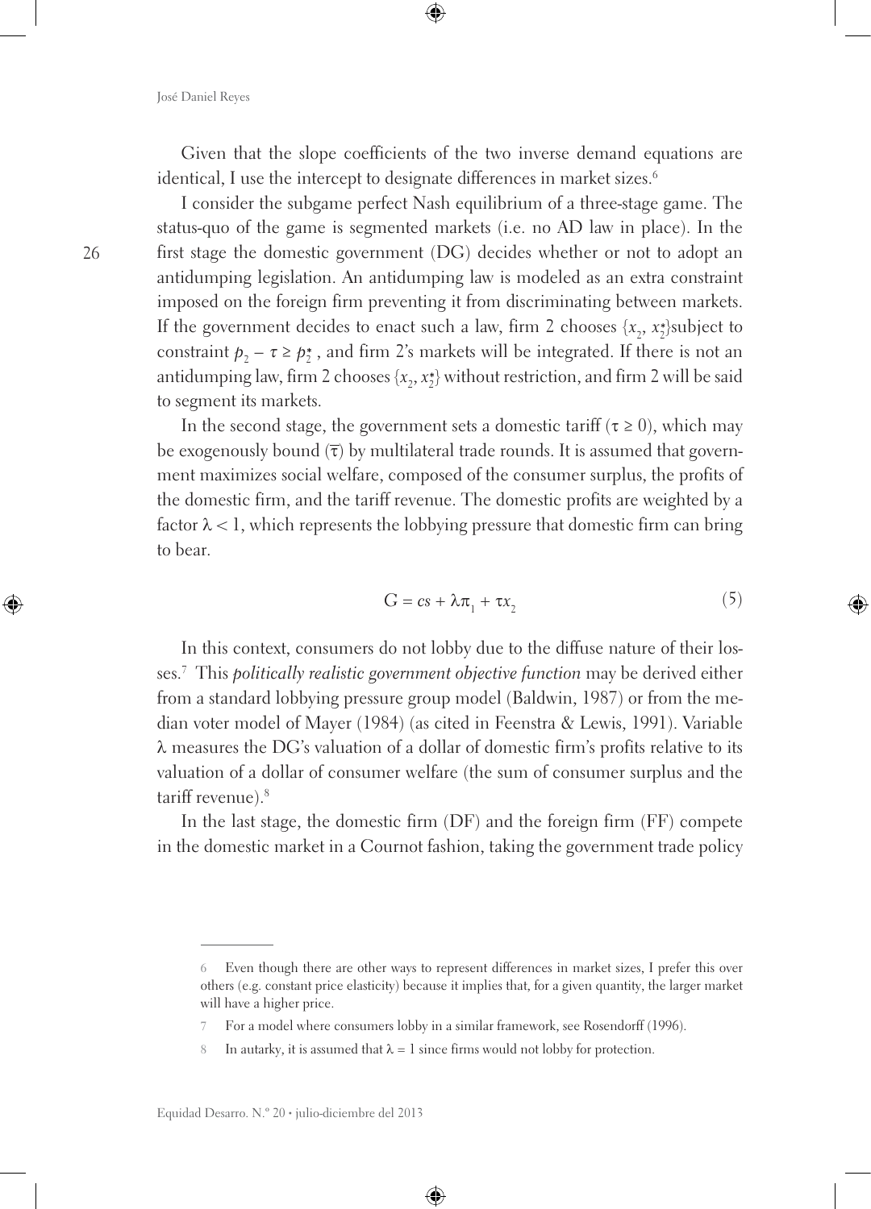Given that the slope coefficients of the two inverse demand equations are identical, I use the intercept to designate differences in market sizes.[6]

I consider the subgame perfect Nash equilibrium of a three-stage game. The status-quo of the game is segmented markets (i.e. no AD law in place). In the first stage the domestic government (DG) decides whether or not to adopt an antidumping legislation. An antidumping law is modeled as an extra constraint imposed on the foreign firm preventing it from discriminating between markets. If the government decides to enact such a law, firm 2 chooses $\{x_2, x_2^*\}$subject to constraint $p_2 - \tau \geq p_2^*$ , and firm 2's markets will be integrated. If there is not an antidumping law, firm 2 chooses $\{x_2, x_2^*\}$ without restriction, and firm 2 will be said to segment its markets.

In the second stage, the government sets a domestic tariff ($\tau \geq 0$), which may be exogenously bound ($\overline{\tau}$) by multilateral trade rounds. It is assumed that government maximizes social welfare, composed of the consumer surplus, the profits of the domestic firm, and the tariff revenue. The domestic profits are weighted by a factor $\lambda < 1$, which represents the lobbying pressure that domestic firm can bring to bear.

$$G = cs + \lambda \pi_1 + \tau x_2 \tag{5}$$

In this context, consumers do not lobby due to the diffuse nature of their losses.[7] This *politically realistic government objective function* may be derived either from a standard lobbying pressure group model (Baldwin, 1987) or from the median voter model of Mayer (1984) (as cited in Feenstra & Lewis, 1991). Variable $\lambda$ measures the DG's valuation of a dollar of domestic firm's profits relative to its valuation of a dollar of consumer welfare (the sum of consumer surplus and the tariff revenue).[8]

In the last stage, the domestic firm (DF) and the foreign firm (FF) compete in the domestic market in a Cournot fashion, taking the government trade policy

---

6 Even though there are other ways to represent differences in market sizes, I prefer this over others (e.g. constant price elasticity) because it implies that, for a given quantity, the larger market will have a higher price.

7 For a model where consumers lobby in a similar framework, see Rosendorff (1996).

8 In autarky, it is assumed that $\lambda = 1$ since firms would not lobby for protection.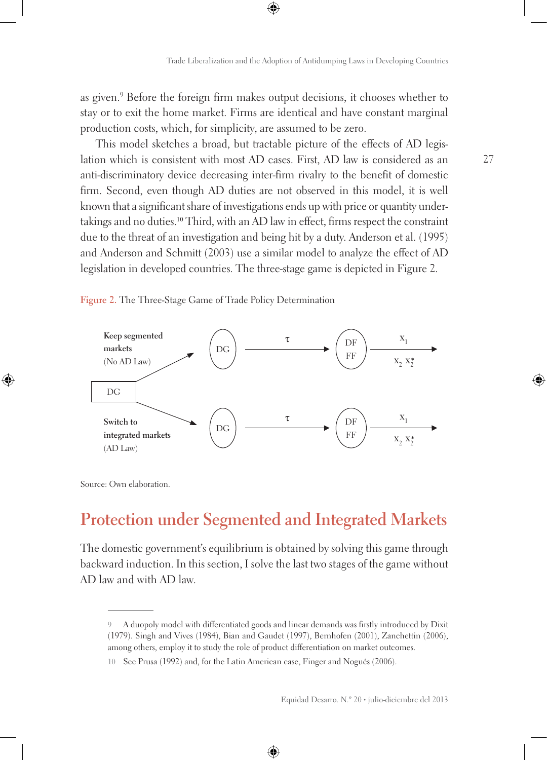as given.[9] Before the foreign firm makes output decisions, it chooses whether to stay or to exit the home market. Firms are identical and have constant marginal production costs, which, for simplicity, are assumed to be zero.

This model sketches a broad, but tractable picture of the effects of AD legislation which is consistent with most AD cases. First, AD law is considered as an anti-discriminatory device decreasing inter-firm rivalry to the benefit of domestic firm. Second, even though AD duties are not observed in this model, it is well known that a significant share of investigations ends up with price or quantity undertakings and no duties.[10] Third, with an AD law in effect, firms respect the constraint due to the threat of an investigation and being hit by a duty. Anderson et al. (1995) and Anderson and Schmitt (2003) use a similar model to analyze the effect of AD legislation in developed countries. The three-stage game is depicted in Figure 2.

Figure 2. The Three-Stage Game of Trade Policy Determination

DG → Keep segmented markets (No AD Law) → DG → $\tau$ → DF / FF → $x_1$ / $x_2$ $x_2^*$

DG → Switch to integrated markets (AD Law) → DG → $\tau$ → DF / FF → $x_1$ / $x_2$ $x_2^*$

Source: Own elaboration.

## Protection under Segmented and Integrated Markets

The domestic government's equilibrium is obtained by solving this game through backward induction. In this section, I solve the last two stages of the game without AD law and with AD law.

---

9 A duopoly model with differentiated goods and linear demands was firstly introduced by Dixit (1979). Singh and Vives (1984), Bian and Gaudet (1997), Bernhofen (2001), Zanchettin (2006), among others, employ it to study the role of product differentiation on market outcomes.

10 See Prusa (1992) and, for the Latin American case, Finger and Nogués (2006).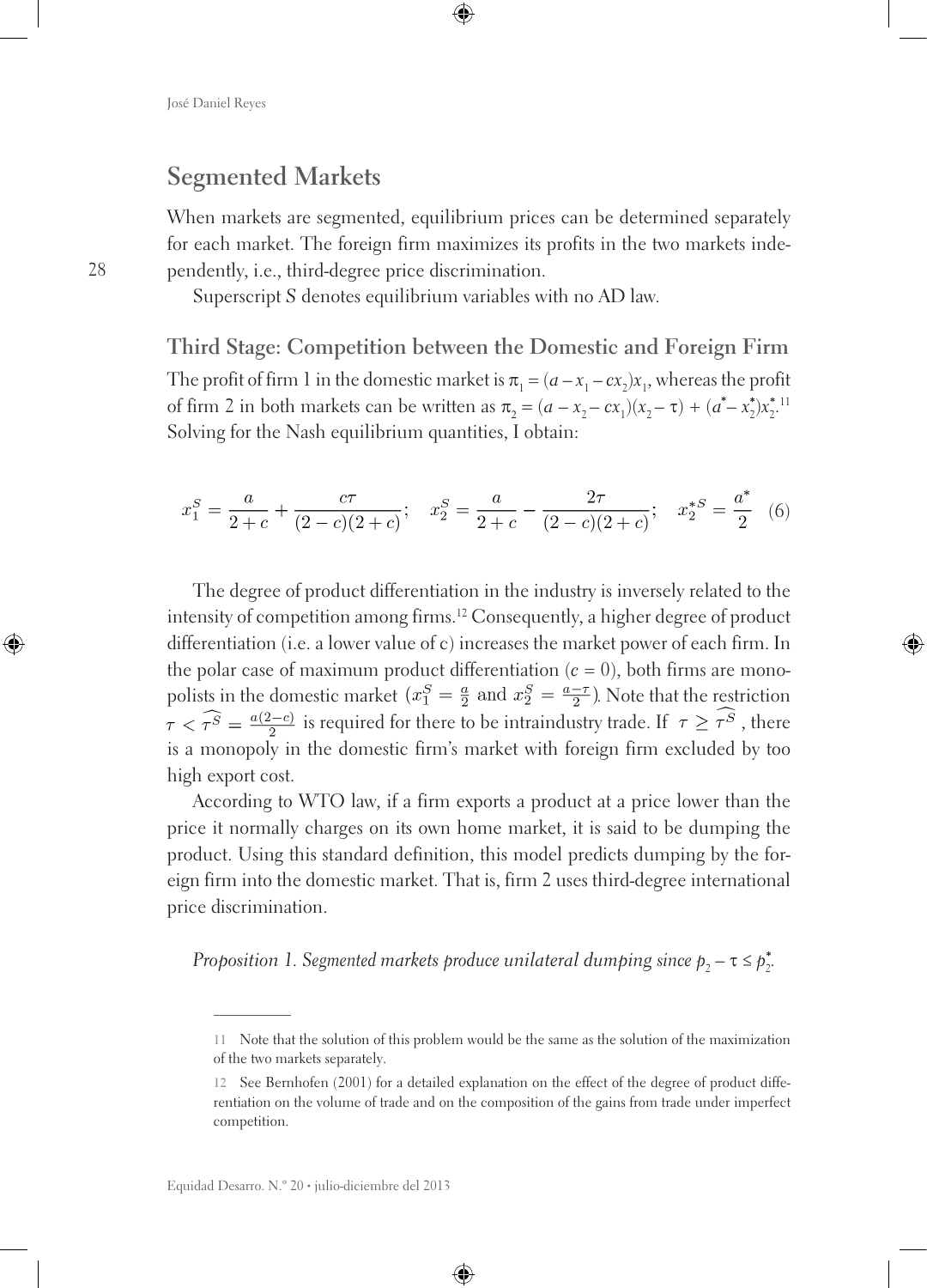## Segmented Markets

When markets are segmented, equilibrium prices can be determined separately for each market. The foreign firm maximizes its profits in the two markets independently, i.e., third-degree price discrimination.

Superscript *S* denotes equilibrium variables with no AD law.

### Third Stage: Competition between the Domestic and Foreign Firm

The profit of firm 1 in the domestic market is $\pi_1 = (a - x_1 - cx_2)x_1$, whereas the profit of firm 2 in both markets can be written as $\pi_2 = (a - x_2 - cx_1)(x_2 - \tau) + (a^* - x_2^*)x_2^*$.[11] Solving for the Nash equilibrium quantities, I obtain:

$$x_1^S = \frac{a}{2+c} + \frac{c\tau}{(2-c)(2+c)}; \quad x_2^S = \frac{a}{2+c} - \frac{2\tau}{(2-c)(2+c)}; \quad x_2^{*S} = \frac{a^*}{2} \quad (6)$$

The degree of product differentiation in the industry is inversely related to the intensity of competition among firms.[12] Consequently, a higher degree of product differentiation (i.e. a lower value of c) increases the market power of each firm. In the polar case of maximum product differentiation ($c = 0$), both firms are monopolists in the domestic market ($x_1^S = \frac{a}{2}$ and $x_2^S = \frac{a-\tau}{2}$). Note that the restriction $\tau < \widehat{\tau^S} = \frac{a(2-c)}{2}$ is required for there to be intraindustry trade. If $\tau \geq \widehat{\tau^S}$, there is a monopoly in the domestic firm's market with foreign firm excluded by too high export cost.

According to WTO law, if a firm exports a product at a price lower than the price it normally charges on its own home market, it is said to be dumping the product. Using this standard definition, this model predicts dumping by the foreign firm into the domestic market. That is, firm 2 uses third-degree international price discrimination.

*Proposition 1. Segmented markets produce unilateral dumping since* $p_2 - \tau \leq p_2^*$.

---

11 Note that the solution of this problem would be the same as the solution of the maximization of the two markets separately.

12 See Bernhofen (2001) for a detailed explanation on the effect of the degree of product differentiation on the volume of trade and on the composition of the gains from trade under imperfect competition.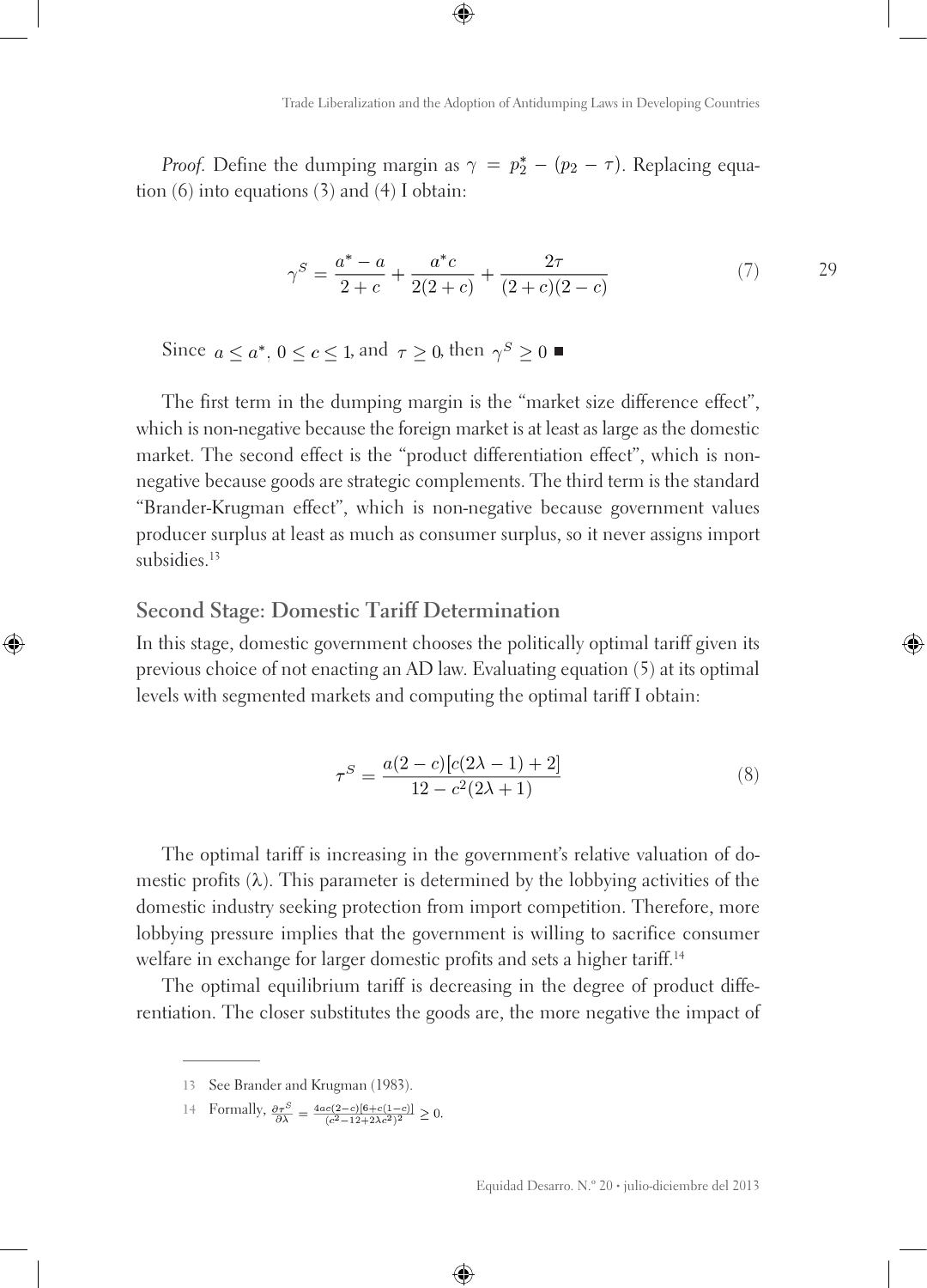*Proof.* Define the dumping margin as $\gamma = p_2^* - (p_2 - \tau)$. Replacing equation (6) into equations (3) and (4) I obtain:

$$\gamma^S = \frac{a^* - a}{2 + c} + \frac{a^* c}{2(2 + c)} + \frac{2\tau}{(2 + c)(2 - c)} \tag{7}$$

Since $a \leq a^*$, $0 \leq c \leq 1$, and $\tau \geq 0$, then $\gamma^S \geq 0$ ■

The first term in the dumping margin is the "market size difference effect", which is non-negative because the foreign market is at least as large as the domestic market. The second effect is the "product differentiation effect", which is non-negative because goods are strategic complements. The third term is the standard "Brander-Krugman effect", which is non-negative because government values producer surplus at least as much as consumer surplus, so it never assigns import subsidies.[13]

## Second Stage: Domestic Tariff Determination

In this stage, domestic government chooses the politically optimal tariff given its previous choice of not enacting an AD law. Evaluating equation (5) at its optimal levels with segmented markets and computing the optimal tariff I obtain:

$$\tau^S = \frac{a(2 - c)[c(2\lambda - 1) + 2]}{12 - c^2(2\lambda + 1)} \tag{8}$$

The optimal tariff is increasing in the government's relative valuation of domestic profits ($\lambda$). This parameter is determined by the lobbying activities of the domestic industry seeking protection from import competition. Therefore, more lobbying pressure implies that the government is willing to sacrifice consumer welfare in exchange for larger domestic profits and sets a higher tariff.[14]

The optimal equilibrium tariff is decreasing in the degree of product differentiation. The closer substitutes the goods are, the more negative the impact of

---

13 See Brander and Krugman (1983).

14 Formally, $\frac{\partial \tau^S}{\partial \lambda} = \frac{4ac(2-c)[6+c(1-c)]}{(c^2-12+2\lambda c^2)^2} \geq 0$.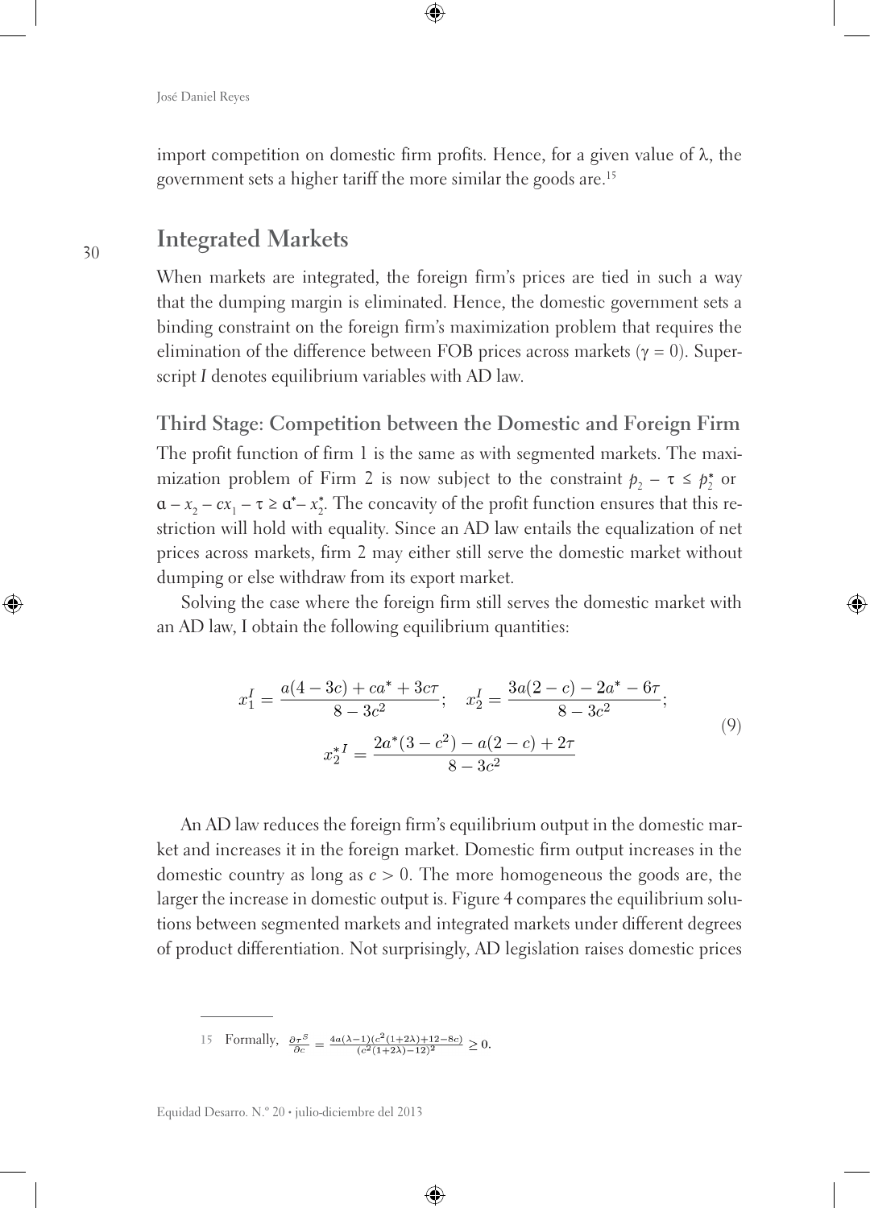import competition on domestic firm profits. Hence, for a given value of $\lambda$, the government sets a higher tariff the more similar the goods are.[15]

## Integrated Markets

When markets are integrated, the foreign firm's prices are tied in such a way that the dumping margin is eliminated. Hence, the domestic government sets a binding constraint on the foreign firm's maximization problem that requires the elimination of the difference between FOB prices across markets ($\gamma = 0$). Superscript $I$ denotes equilibrium variables with AD law.

### Third Stage: Competition between the Domestic and Foreign Firm

The profit function of firm 1 is the same as with segmented markets. The maximization problem of Firm 2 is now subject to the constraint $p_2 - \tau \leq p_2^*$ or $a - x_2 - cx_1 - \tau \geq a^* - x_2^*$. The concavity of the profit function ensures that this restriction will hold with equality. Since an AD law entails the equalization of net prices across markets, firm 2 may either still serve the domestic market without dumping or else withdraw from its export market.

Solving the case where the foreign firm still serves the domestic market with an AD law, I obtain the following equilibrium quantities:

$$x_1^I = \frac{a(4-3c) + ca^* + 3c\tau}{8-3c^2}; \quad x_2^I = \frac{3a(2-c) - 2a^* - 6\tau}{8-3c^2}; \qquad (9)$$

$$x_2^{*I} = \frac{2a^*(3-c^2) - a(2-c) + 2\tau}{8-3c^2}$$

An AD law reduces the foreign firm's equilibrium output in the domestic market and increases it in the foreign market. Domestic firm output increases in the domestic country as long as $c > 0$. The more homogeneous the goods are, the larger the increase in domestic output is. Figure 4 compares the equilibrium solutions between segmented markets and integrated markets under different degrees of product differentiation. Not surprisingly, AD legislation raises domestic prices

---

15 Formally, $\frac{\partial \tau^S}{\partial c} = \frac{4a(\lambda-1)(c^2(1+2\lambda)+12-8c)}{(c^2(1+2\lambda)-12)^2} \geq 0$.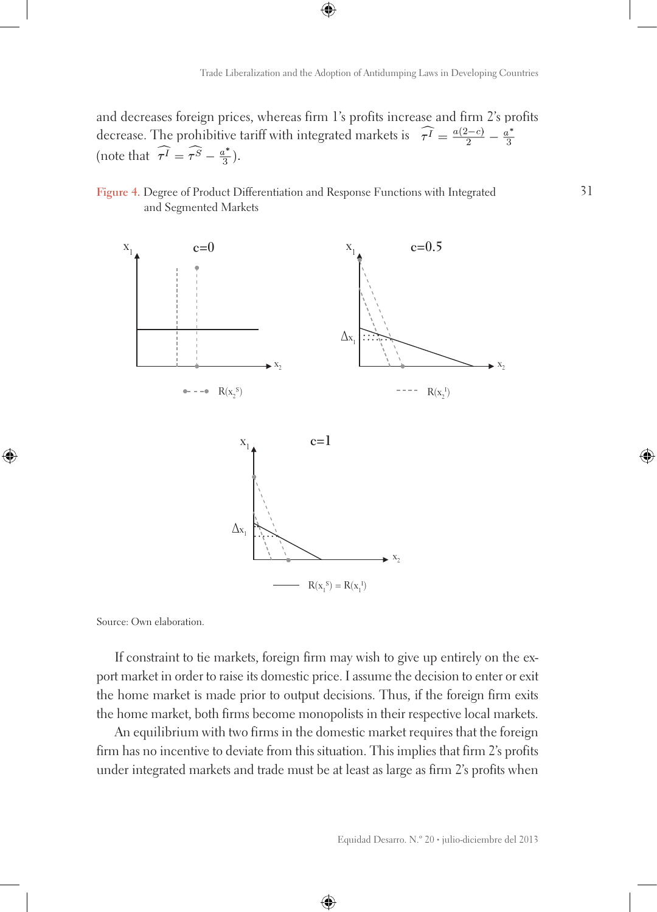and decreases foreign prices, whereas firm 1's profits increase and firm 2's profits decrease. The prohibitive tariff with integrated markets is $\widehat{\tau^I} = \frac{a(2-c)}{2} - \frac{a^*}{3}$ (note that $\widehat{\tau^I} = \widehat{\tau^S} - \frac{a^*}{3}$).

Figure 4. Degree of Product Differentiation and Response Functions with Integrated and Segmented Markets

Source: Own elaboration.

If constraint to tie markets, foreign firm may wish to give up entirely on the export market in order to raise its domestic price. I assume the decision to enter or exit the home market is made prior to output decisions. Thus, if the foreign firm exits the home market, both firms become monopolists in their respective local markets.

An equilibrium with two firms in the domestic market requires that the foreign firm has no incentive to deviate from this situation. This implies that firm 2's profits under integrated markets and trade must be at least as large as firm 2's profits when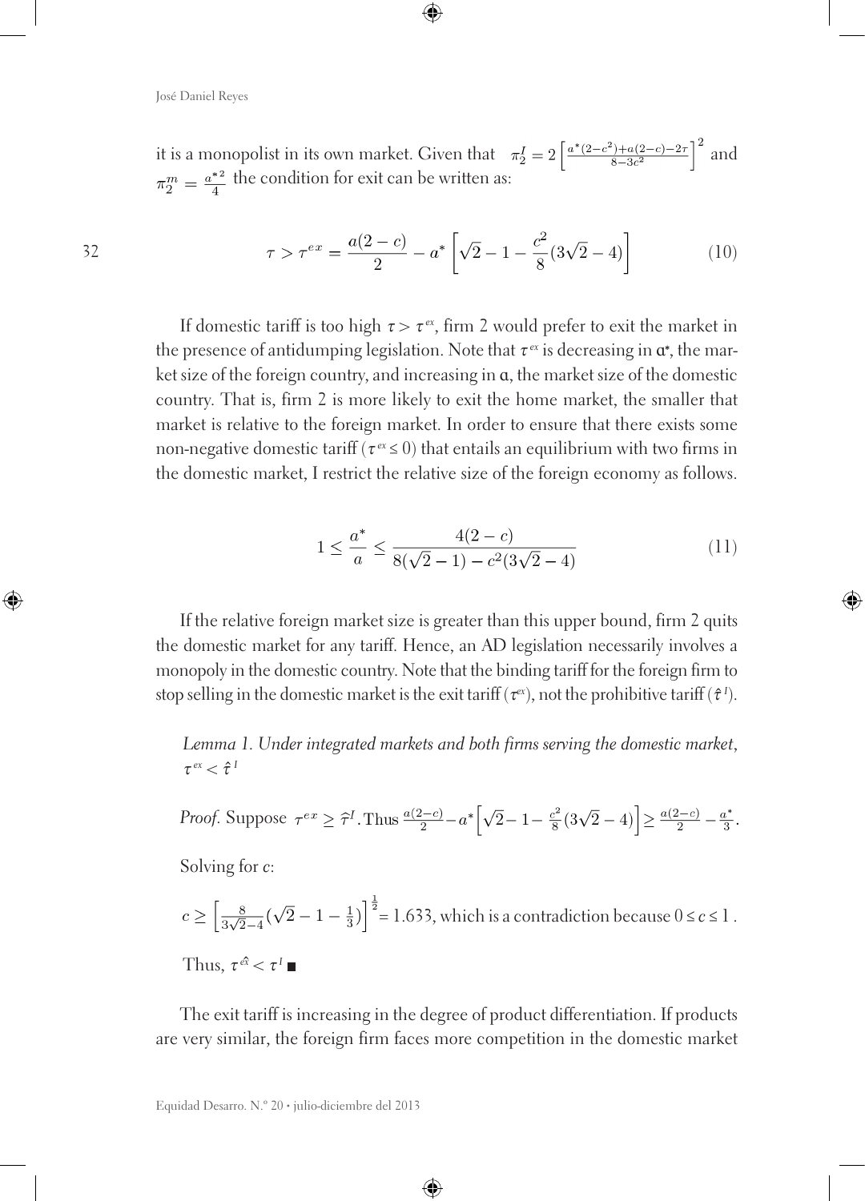it is a monopolist in its own market. Given that $\pi_2^I = 2\left[\frac{a^*(2-c^2)+a(2-c)-2\tau}{8-3c^2}\right]^2$ and $\pi_2^m = \frac{a^{*2}}{4}$ the condition for exit can be written as:

$$\tau > \tau^{ex} = \frac{a(2-c)}{2} - a^*\left[\sqrt{2} - 1 - \frac{c^2}{8}(3\sqrt{2}-4)\right] \tag{10}$$

If domestic tariff is too high $\tau > \tau^{ex}$, firm 2 would prefer to exit the market in the presence of antidumping legislation. Note that $\tau^{ex}$ is decreasing in $a^*$, the market size of the foreign country, and increasing in $a$, the market size of the domestic country. That is, firm 2 is more likely to exit the home market, the smaller that market is relative to the foreign market. In order to ensure that there exists some non-negative domestic tariff ($\tau^{ex} \leq 0$) that entails an equilibrium with two firms in the domestic market, I restrict the relative size of the foreign economy as follows.

$$1 \leq \frac{a^*}{a} \leq \frac{4(2-c)}{8(\sqrt{2}-1) - c^2(3\sqrt{2}-4)} \tag{11}$$

If the relative foreign market size is greater than this upper bound, firm 2 quits the domestic market for any tariff. Hence, an AD legislation necessarily involves a monopoly in the domestic country. Note that the binding tariff for the foreign firm to stop selling in the domestic market is the exit tariff ($\tau^{ex}$), not the prohibitive tariff ($\hat{\tau}^I$).

*Lemma 1. Under integrated markets and both firms serving the domestic market,* $\tau^{ex} < \hat{\tau}^I$

*Proof.* Suppose $\tau^{ex} \geq \hat{\tau}^I$. Thus $\frac{a(2-c)}{2} - a^*\left[\sqrt{2} - 1 - \frac{c^2}{8}(3\sqrt{2}-4)\right] \geq \frac{a(2-c)}{2} - \frac{a^*}{3}$.

Solving for $c$:

$c \geq \left[\frac{8}{3\sqrt{2}-4}(\sqrt{2} - 1 - \frac{1}{3})\right]^{\frac{1}{2}} = 1.633$, which is a contradiction because $0 \leq c \leq 1$.

Thus, $\tau^{\hat{ex}} < \tau^I$ ■

The exit tariff is increasing in the degree of product differentiation. If products are very similar, the foreign firm faces more competition in the domestic market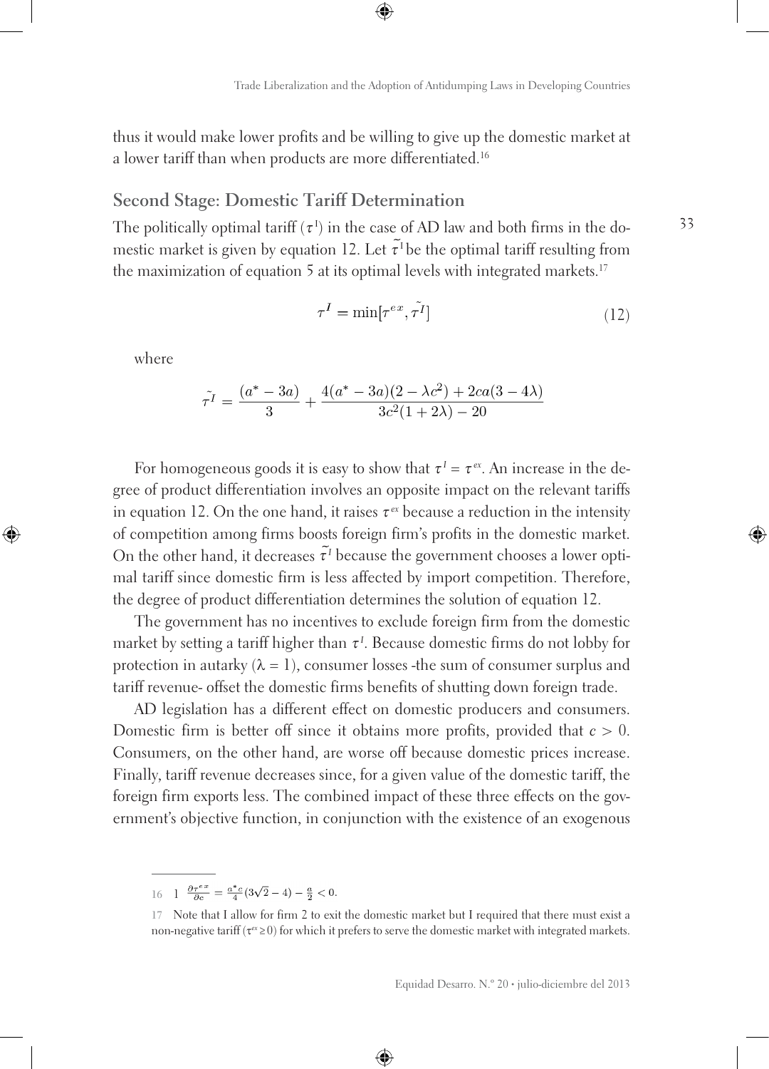thus it would make lower profits and be willing to give up the domestic market at a lower tariff than when products are more differentiated.[16]

## Second Stage: Domestic Tariff Determination

The politically optimal tariff ($\tau^I$) in the case of AD law and both firms in the domestic market is given by equation 12. Let $\tilde{\tau}^I$ be the optimal tariff resulting from the maximization of equation 5 at its optimal levels with integrated markets.[17]

$$\tau^I = \min[\tau^{ex}, \tilde{\tau^I}] \tag{12}$$

where

$$\tilde{\tau^I} = \frac{(a^* - 3a)}{3} + \frac{4(a^* - 3a)(2 - \lambda c^2) + 2ca(3 - 4\lambda)}{3c^2(1 + 2\lambda) - 20}$$

For homogeneous goods it is easy to show that $\tau^I = \tau^{ex}$. An increase in the degree of product differentiation involves an opposite impact on the relevant tariffs in equation 12. On the one hand, it raises $\tau^{ex}$ because a reduction in the intensity of competition among firms boosts foreign firm's profits in the domestic market. On the other hand, it decreases $\tilde{\tau}^I$ because the government chooses a lower optimal tariff since domestic firm is less affected by import competition. Therefore, the degree of product differentiation determines the solution of equation 12.

The government has no incentives to exclude foreign firm from the domestic market by setting a tariff higher than $\tau^I$. Because domestic firms do not lobby for protection in autarky ($\lambda = 1$), consumer losses -the sum of consumer surplus and tariff revenue- offset the domestic firms benefits of shutting down foreign trade.

AD legislation has a different effect on domestic producers and consumers. Domestic firm is better off since it obtains more profits, provided that $c > 0$. Consumers, on the other hand, are worse off because domestic prices increase. Finally, tariff revenue decreases since, for a given value of the domestic tariff, the foreign firm exports less. The combined impact of these three effects on the government's objective function, in conjunction with the existence of an exogenous

---

16 1 $\frac{\partial \tau^{ex}}{\partial c} = \frac{a^* c}{4}(3\sqrt{2} - 4) - \frac{a}{2} < 0$.

17 Note that I allow for firm 2 to exit the domestic market but I required that there must exist a non-negative tariff ($\tau^{ex} \geq 0$) for which it prefers to serve the domestic market with integrated markets.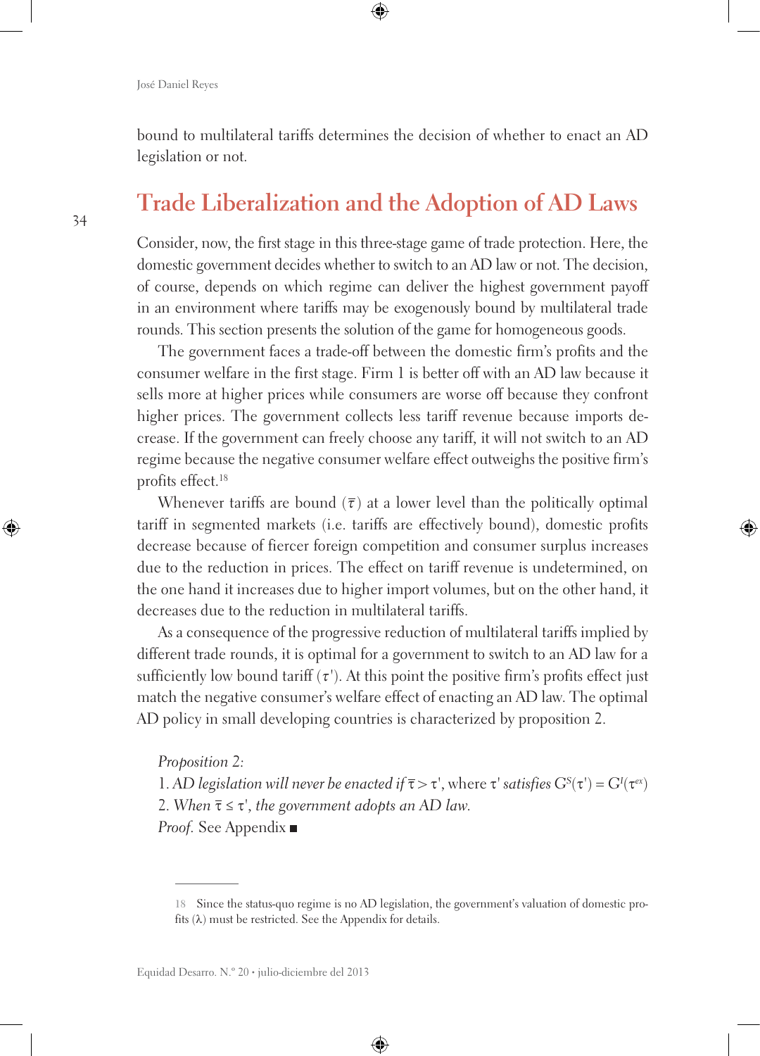bound to multilateral tariffs determines the decision of whether to enact an AD legislation or not.

## Trade Liberalization and the Adoption of AD Laws

Consider, now, the first stage in this three-stage game of trade protection. Here, the domestic government decides whether to switch to an AD law or not. The decision, of course, depends on which regime can deliver the highest government payoff in an environment where tariffs may be exogenously bound by multilateral trade rounds. This section presents the solution of the game for homogeneous goods.

The government faces a trade-off between the domestic firm's profits and the consumer welfare in the first stage. Firm 1 is better off with an AD law because it sells more at higher prices while consumers are worse off because they confront higher prices. The government collects less tariff revenue because imports decrease. If the government can freely choose any tariff, it will not switch to an AD regime because the negative consumer welfare effect outweighs the positive firm's profits effect.[18]

Whenever tariffs are bound ($\bar{\tau}$) at a lower level than the politically optimal tariff in segmented markets (i.e. tariffs are effectively bound), domestic profits decrease because of fiercer foreign competition and consumer surplus increases due to the reduction in prices. The effect on tariff revenue is undetermined, on the one hand it increases due to higher import volumes, but on the other hand, it decreases due to the reduction in multilateral tariffs.

As a consequence of the progressive reduction of multilateral tariffs implied by different trade rounds, it is optimal for a government to switch to an AD law for a sufficiently low bound tariff ($\tau'$). At this point the positive firm's profits effect just match the negative consumer's welfare effect of enacting an AD law. The optimal AD policy in small developing countries is characterized by proposition 2.

*Proposition 2:*
1. *AD legislation will never be enacted if* $\bar{\tau} > \tau'$, where $\tau'$ *satisfies* $G^S(\tau') = G^I(\tau^{ex})$
2. *When* $\bar{\tau} \leq \tau'$, *the government adopts an AD law.*

*Proof.* See Appendix ■

---

18 Since the status-quo regime is no AD legislation, the government's valuation of domestic profits ($\lambda$) must be restricted. See the Appendix for details.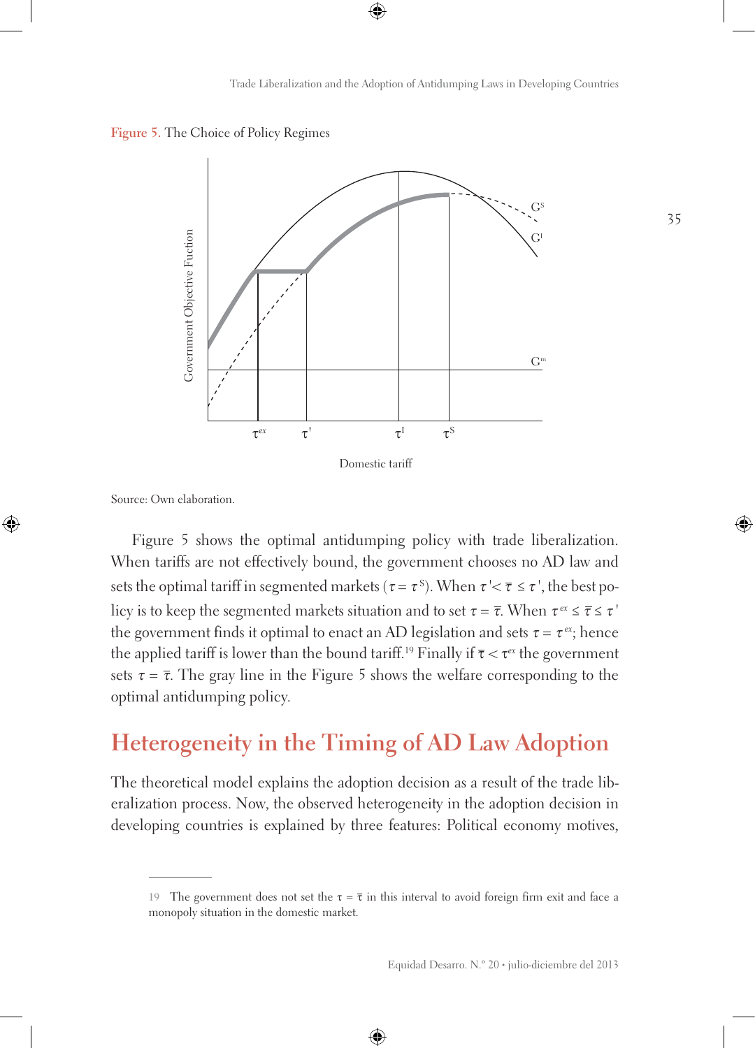Figure 5. The Choice of Policy Regimes

Source: Own elaboration.

Figure 5 shows the optimal antidumping policy with trade liberalization. When tariffs are not effectively bound, the government chooses no AD law and sets the optimal tariff in segmented markets ($\tau = \tau^S$). When $\tau' < \bar{\tau} \leq \tau'$, the best policy is to keep the segmented markets situation and to set $\tau = \bar{\tau}$. When $\tau^{ex} \leq \bar{\tau} \leq \tau'$ the government finds it optimal to enact an AD legislation and sets $\tau = \tau^{ex}$; hence the applied tariff is lower than the bound tariff.[19] Finally if $\bar{\tau} < \tau^{ex}$ the government sets $\tau = \bar{\tau}$. The gray line in the Figure 5 shows the welfare corresponding to the optimal antidumping policy.

## Heterogeneity in the Timing of AD Law Adoption

The theoretical model explains the adoption decision as a result of the trade liberalization process. Now, the observed heterogeneity in the adoption decision in developing countries is explained by three features: Political economy motives,

---

19 The government does not set the $\tau = \bar{\tau}$ in this interval to avoid foreign firm exit and face a monopoly situation in the domestic market.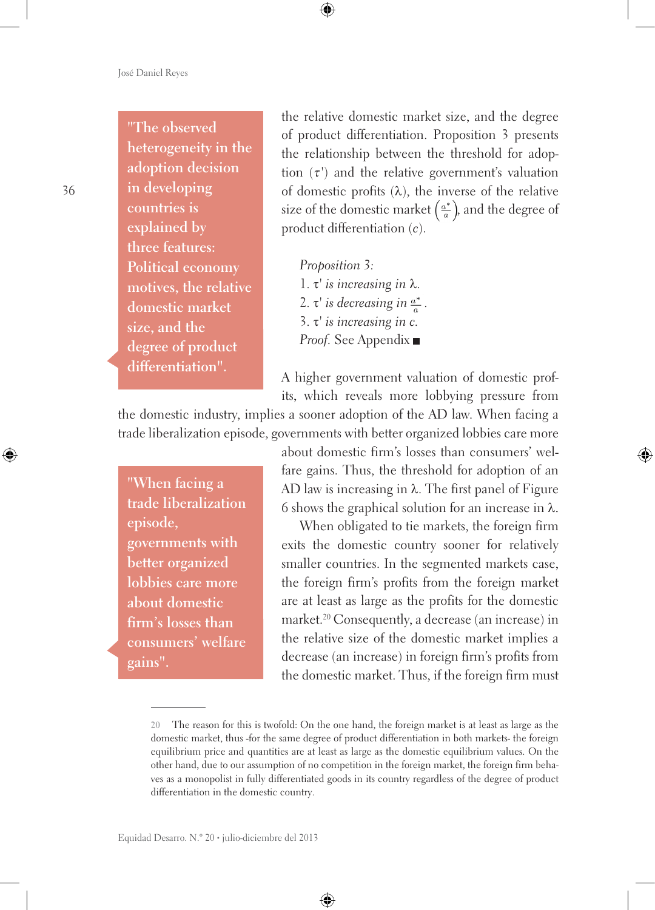> "The observed heterogeneity in the adoption decision in developing countries is explained by three features: Political economy motives, the relative domestic market size, and the degree of product differentiation".

the relative domestic market size, and the degree of product differentiation. Proposition 3 presents the relationship between the threshold for adoption ($\tau'$) and the relative government's valuation of domestic profits ($\lambda$), the inverse of the relative size of the domestic market $\left(\frac{a^*}{a}\right)$, and the degree of product differentiation ($c$).

*Proposition 3:*
1. $\tau'$ *is increasing in* $\lambda$.
2. $\tau'$ *is decreasing in* $\frac{a^*}{a}$.
3. $\tau'$ *is increasing in* $c$.

*Proof.* See Appendix ■

A higher government valuation of domestic profits, which reveals more lobbying pressure from the domestic industry, implies a sooner adoption of the AD law. When facing a trade liberalization episode, governments with better organized lobbies care more about domestic firm's losses than consumers' welfare gains. Thus, the threshold for adoption of an AD law is increasing in $\lambda$. The first panel of Figure 6 shows the graphical solution for an increase in $\lambda$.

> "When facing a trade liberalization episode, governments with better organized lobbies care more about domestic firm's losses than consumers' welfare gains".

When obligated to tie markets, the foreign firm exits the domestic country sooner for relatively smaller countries. In the segmented markets case, the foreign firm's profits from the foreign market are at least as large as the profits for the domestic market.[20] Consequently, a decrease (an increase) in the relative size of the domestic market implies a decrease (an increase) in foreign firm's profits from the domestic market. Thus, if the foreign firm must

---

[20] The reason for this is twofold: On the one hand, the foreign market is at least as large as the domestic market, thus -for the same degree of product differentiation in both markets- the foreign equilibrium price and quantities are at least as large as the domestic equilibrium values. On the other hand, due to our assumption of no competition in the foreign market, the foreign firm behaves as a monopolist in fully differentiated goods in its country regardless of the degree of product differentiation in the domestic country.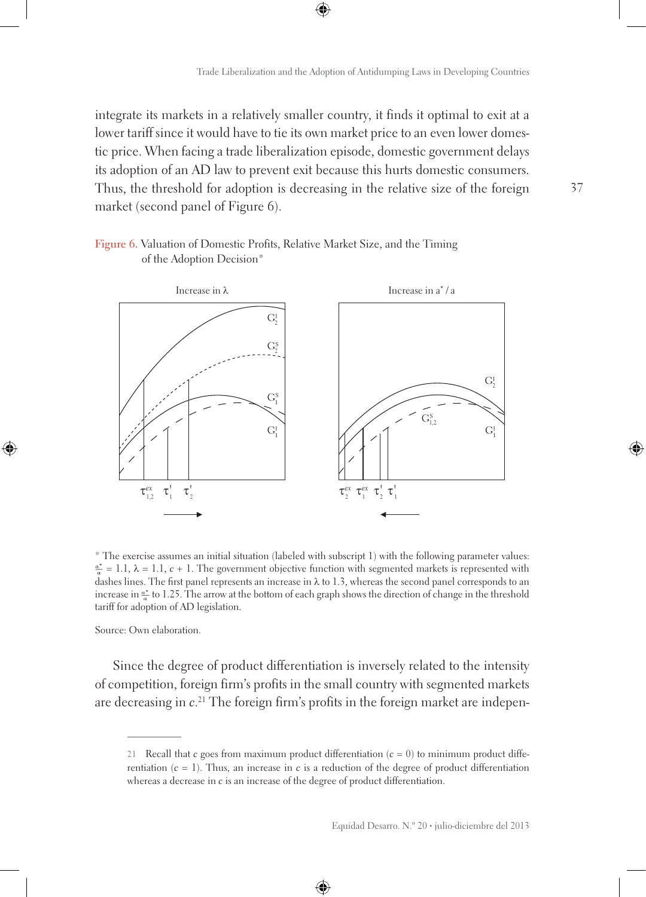integrate its markets in a relatively smaller country, it finds it optimal to exit at a lower tariff since it would have to tie its own market price to an even lower domestic price. When facing a trade liberalization episode, domestic government delays its adoption of an AD law to prevent exit because this hurts domestic consumers. Thus, the threshold for adoption is decreasing in the relative size of the foreign market (second panel of Figure 6).

Figure 6. Valuation of Domestic Profits, Relative Market Size, and the Timing of the Adoption Decision*

\* The exercise assumes an initial situation (labeled with subscript 1) with the following parameter values: $\frac{a^*}{a} = 1.1$, $\lambda = 1.1$, $c + 1$. The government objective function with segmented markets is represented with dashes lines. The first panel represents an increase in $\lambda$ to 1.3, whereas the second panel corresponds to an increase in $\frac{a^*}{a}$ to 1.25. The arrow at the bottom of each graph shows the direction of change in the threshold tariff for adoption of AD legislation.

Source: Own elaboration.

Since the degree of product differentiation is inversely related to the intensity of competition, foreign firm's profits in the small country with segmented markets are decreasing in $c$.[21] The foreign firm's profits in the foreign market are indepen-

21 Recall that $c$ goes from maximum product differentiation ($c = 0$) to minimum product differentiation ($c = 1$). Thus, an increase in $c$ is a reduction of the degree of product differentiation whereas a decrease in $c$ is an increase of the degree of product differentiation.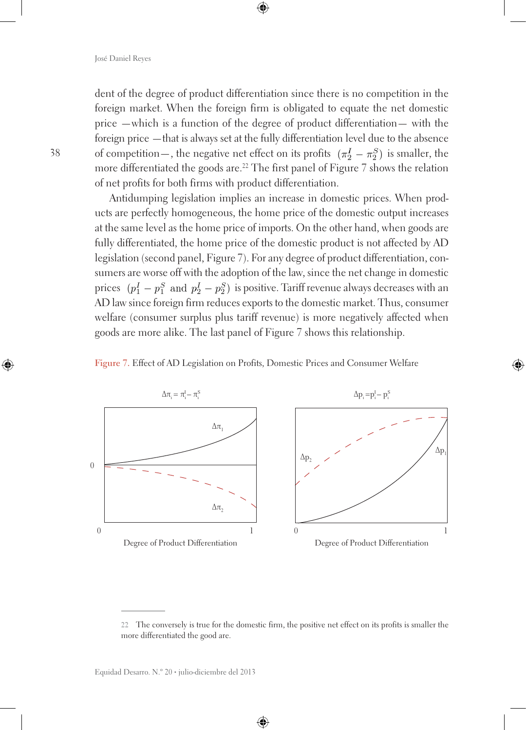dent of the degree of product differentiation since there is no competition in the foreign market. When the foreign firm is obligated to equate the net domestic price —which is a function of the degree of product differentiation— with the foreign price —that is always set at the fully differentiation level due to the absence of competition—, the negative net effect on its profits $(\pi_2^I - \pi_2^S)$ is smaller, the more differentiated the goods are.[22] The first panel of Figure 7 shows the relation of net profits for both firms with product differentiation.

Antidumping legislation implies an increase in domestic prices. When products are perfectly homogeneous, the home price of the domestic output increases at the same level as the home price of imports. On the other hand, when goods are fully differentiated, the home price of the domestic product is not affected by AD legislation (second panel, Figure 7). For any degree of product differentiation, consumers are worse off with the adoption of the law, since the net change in domestic prices $(p_1^I - p_1^S$ and $p_2^I - p_2^S)$ is positive. Tariff revenue always decreases with an AD law since foreign firm reduces exports to the domestic market. Thus, consumer welfare (consumer surplus plus tariff revenue) is more negatively affected when goods are more alike. The last panel of Figure 7 shows this relationship.

Figure 7. Effect of AD Legislation on Profits, Domestic Prices and Consumer Welfare

$\Delta\pi_i = \pi_i^I - \pi_i^S$

$\Delta p_i = p_i^I - p_i^S$

Degree of Product Differentiation

Degree of Product Differentiation

---

22 The conversely is true for the domestic firm, the positive net effect on its profits is smaller the more differentiated the good are.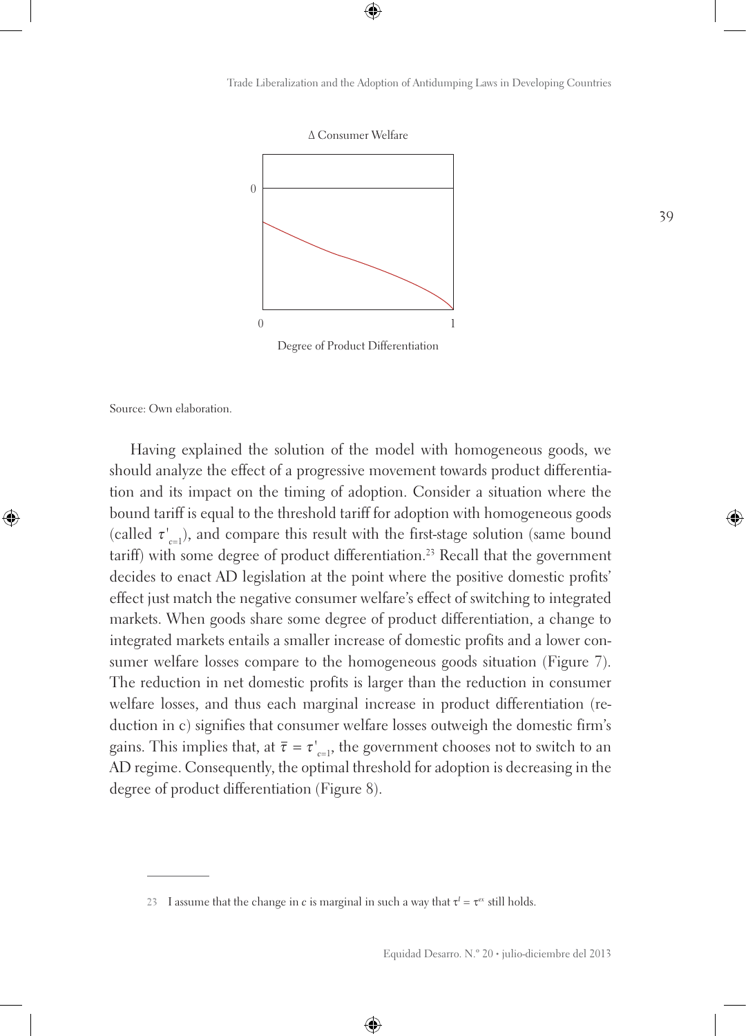Δ Consumer Welfare

0

0 1

Degree of Product Differentiation

Source: Own elaboration.

Having explained the solution of the model with homogeneous goods, we should analyze the effect of a progressive movement towards product differentiation and its impact on the timing of adoption. Consider a situation where the bound tariff is equal to the threshold tariff for adoption with homogeneous goods (called $\tau'_{c=1}$), and compare this result with the first-stage solution (same bound tariff) with some degree of product differentiation.[23] Recall that the government decides to enact AD legislation at the point where the positive domestic profits' effect just match the negative consumer welfare's effect of switching to integrated markets. When goods share some degree of product differentiation, a change to integrated markets entails a smaller increase of domestic profits and a lower consumer welfare losses compare to the homogeneous goods situation (Figure 7). The reduction in net domestic profits is larger than the reduction in consumer welfare losses, and thus each marginal increase in product differentiation (reduction in c) signifies that consumer welfare losses outweigh the domestic firm's gains. This implies that, at $\bar{\tau} = \tau'_{c=1}$, the government chooses not to switch to an AD regime. Consequently, the optimal threshold for adoption is decreasing in the degree of product differentiation (Figure 8).

23 I assume that the change in $c$ is marginal in such a way that $\tau^I = \tau^{ex}$ still holds.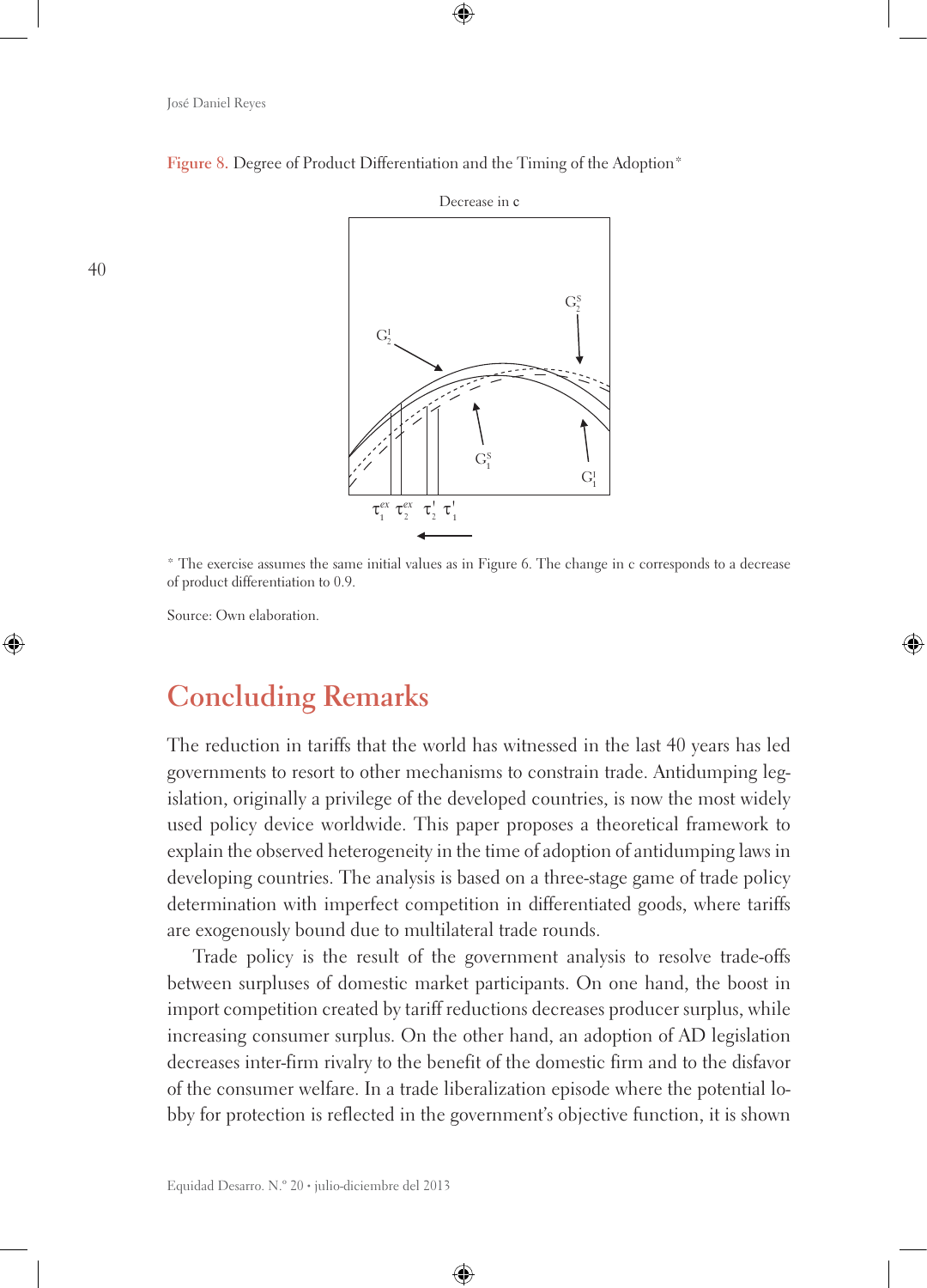**Figure 8.** Degree of Product Differentiation and the Timing of the Adoption*

\* The exercise assumes the same initial values as in Figure 6. The change in c corresponds to a decrease of product differentiation to 0.9.

Source: Own elaboration.

## Concluding Remarks

The reduction in tariffs that the world has witnessed in the last 40 years has led governments to resort to other mechanisms to constrain trade. Antidumping legislation, originally a privilege of the developed countries, is now the most widely used policy device worldwide. This paper proposes a theoretical framework to explain the observed heterogeneity in the time of adoption of antidumping laws in developing countries. The analysis is based on a three-stage game of trade policy determination with imperfect competition in differentiated goods, where tariffs are exogenously bound due to multilateral trade rounds.

Trade policy is the result of the government analysis to resolve trade-offs between surpluses of domestic market participants. On one hand, the boost in import competition created by tariff reductions decreases producer surplus, while increasing consumer surplus. On the other hand, an adoption of AD legislation decreases inter-firm rivalry to the benefit of the domestic firm and to the disfavor of the consumer welfare. In a trade liberalization episode where the potential lobby for protection is reflected in the government's objective function, it is shown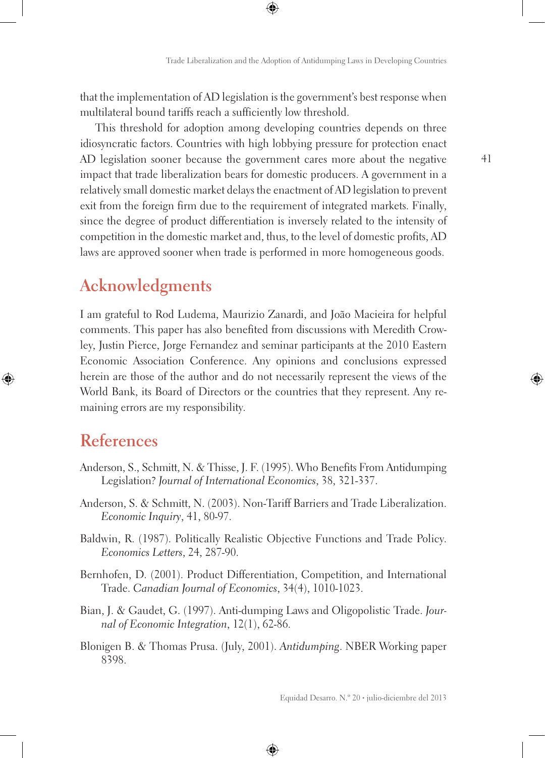that the implementation of AD legislation is the government's best response when multilateral bound tariffs reach a sufficiently low threshold.

This threshold for adoption among developing countries depends on three idiosyncratic factors. Countries with high lobbying pressure for protection enact AD legislation sooner because the government cares more about the negative impact that trade liberalization bears for domestic producers. A government in a relatively small domestic market delays the enactment of AD legislation to prevent exit from the foreign firm due to the requirement of integrated markets. Finally, since the degree of product differentiation is inversely related to the intensity of competition in the domestic market and, thus, to the level of domestic profits, AD laws are approved sooner when trade is performed in more homogeneous goods.

## Acknowledgments

I am grateful to Rod Ludema, Maurizio Zanardi, and João Macieira for helpful comments. This paper has also benefited from discussions with Meredith Crowley, Justin Pierce, Jorge Fernandez and seminar participants at the 2010 Eastern Economic Association Conference. Any opinions and conclusions expressed herein are those of the author and do not necessarily represent the views of the World Bank, its Board of Directors or the countries that they represent. Any remaining errors are my responsibility.

## References

Anderson, S., Schmitt, N. & Thisse, J. F. (1995). Who Benefits From Antidumping Legislation? *Journal of International Economics*, 38, 321-337.

Anderson, S. & Schmitt, N. (2003). Non-Tariff Barriers and Trade Liberalization. *Economic Inquiry*, 41, 80-97.

Baldwin, R. (1987). Politically Realistic Objective Functions and Trade Policy. *Economics Letters*, 24, 287-90.

Bernhofen, D. (2001). Product Differentiation, Competition, and International Trade. *Canadian Journal of Economics*, 34(4), 1010-1023.

Bian, J. & Gaudet, G. (1997). Anti-dumping Laws and Oligopolistic Trade. *Journal of Economic Integration*, 12(1), 62-86.

Blonigen B. & Thomas Prusa. (July, 2001). *Antidumping*. NBER Working paper 8398.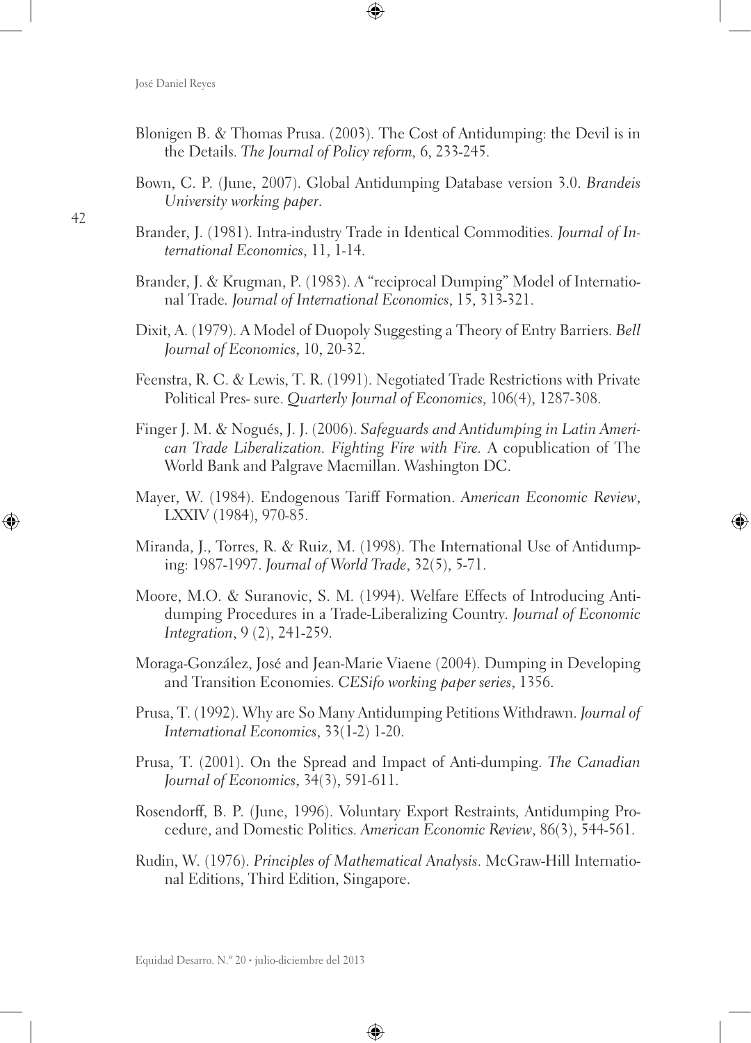Blonigen B. & Thomas Prusa. (2003). The Cost of Antidumping: the Devil is in the Details. *The Journal of Policy reform*, 6, 233-245.

Bown, C. P. (June, 2007). Global Antidumping Database version 3.0. *Brandeis University working paper*.

Brander, J. (1981). Intra-industry Trade in Identical Commodities. *Journal of International Economics*, 11, 1-14.

Brander, J. & Krugman, P. (1983). A "reciprocal Dumping" Model of International Trade. *Journal of International Economics*, 15, 313-321.

Dixit, A. (1979). A Model of Duopoly Suggesting a Theory of Entry Barriers. *Bell Journal of Economics*, 10, 20-32.

Feenstra, R. C. & Lewis, T. R. (1991). Negotiated Trade Restrictions with Private Political Pres- sure. *Quarterly Journal of Economics*, 106(4), 1287-308.

Finger J. M. & Nogués, J. J. (2006). *Safeguards and Antidumping in Latin American Trade Liberalization. Fighting Fire with Fire*. A copublication of The World Bank and Palgrave Macmillan. Washington DC.

Mayer, W. (1984). Endogenous Tariff Formation. *American Economic Review*, LXXIV (1984), 970-85.

Miranda, J., Torres, R. & Ruiz, M. (1998). The International Use of Antidumping: 1987-1997. *Journal of World Trade*, 32(5), 5-71.

Moore, M.O. & Suranovic, S. M. (1994). Welfare Effects of Introducing Antidumping Procedures in a Trade-Liberalizing Country. *Journal of Economic Integration*, 9 (2), 241-259.

Moraga-González, José and Jean-Marie Viaene (2004). Dumping in Developing and Transition Economies. *CESifo working paper series*, 1356.

Prusa, T. (1992). Why are So Many Antidumping Petitions Withdrawn. *Journal of International Economics*, 33(1-2) 1-20.

Prusa, T. (2001). On the Spread and Impact of Anti-dumping. *The Canadian Journal of Economics*, 34(3), 591-611.

Rosendorff, B. P. (June, 1996). Voluntary Export Restraints, Antidumping Procedure, and Domestic Politics. *American Economic Review*, 86(3), 544-561.

Rudin, W. (1976). *Principles of Mathematical Analysis*. McGraw-Hill International Editions, Third Edition, Singapore.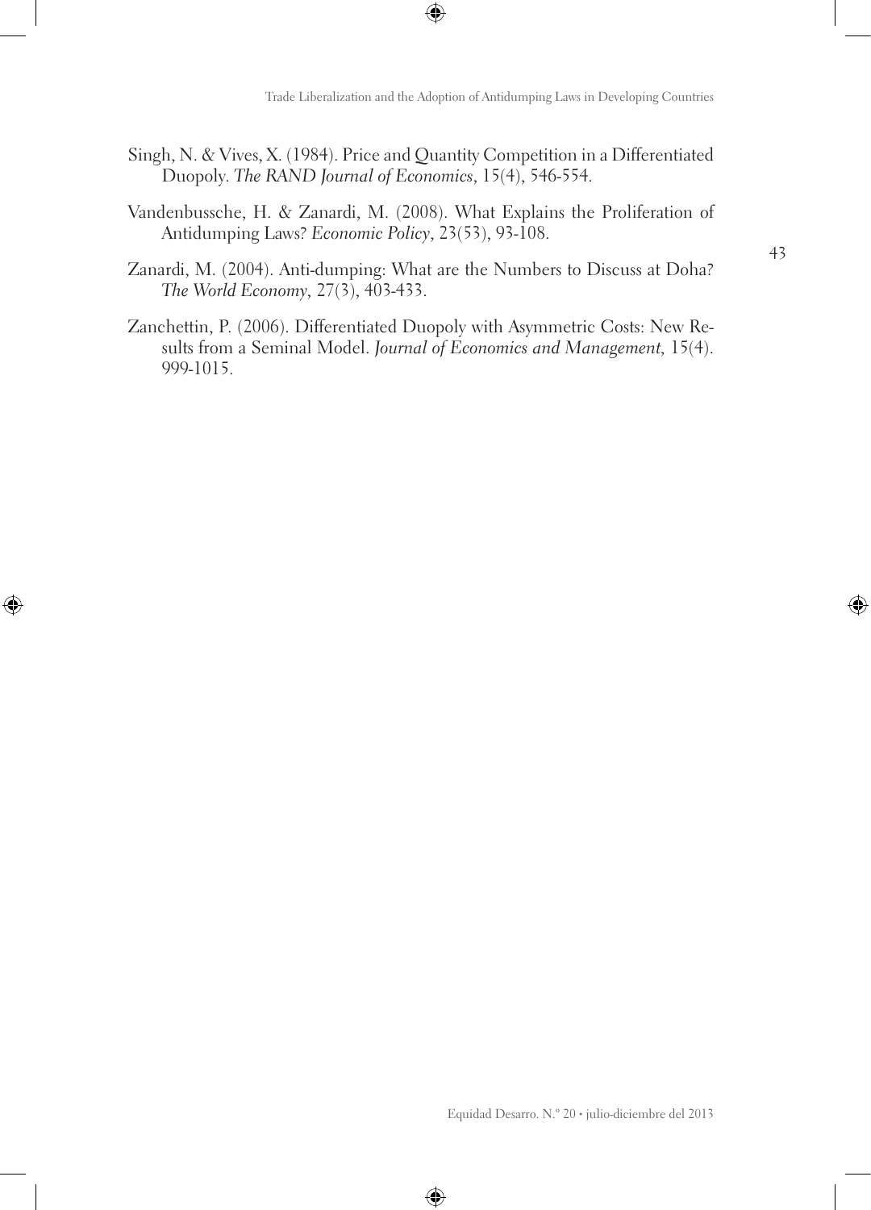Singh, N. & Vives, X. (1984). Price and Quantity Competition in a Differentiated Duopoly. *The RAND Journal of Economics*, 15(4), 546-554.

Vandenbussche, H. & Zanardi, M. (2008). What Explains the Proliferation of Antidumping Laws? *Economic Policy*, 23(53), 93-108.

Zanardi, M. (2004). Anti-dumping: What are the Numbers to Discuss at Doha? *The World Economy*, 27(3), 403-433.

Zanchettin, P. (2006). Differentiated Duopoly with Asymmetric Costs: New Results from a Seminal Model. *Journal of Economics and Management*, 15(4). 999-1015.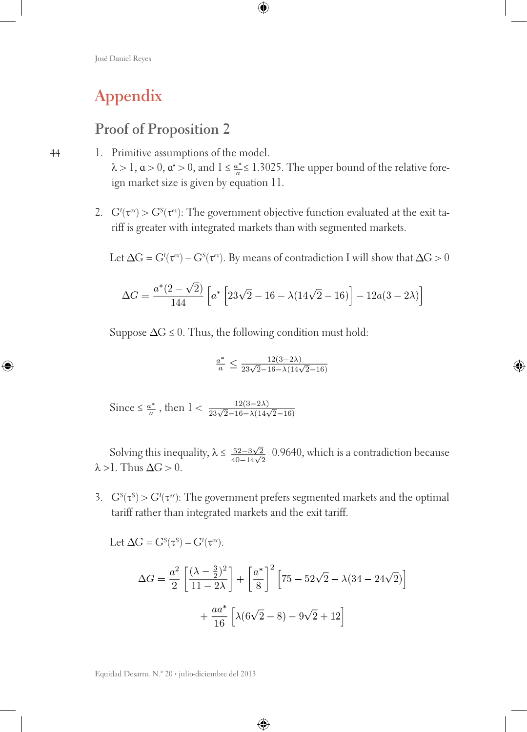# Appendix

## Proof of Proposition 2

1. Primitive assumptions of the model.
   $\lambda > 1$, $a > 0$, $a^* > 0$, and $1 \leq \frac{a^*}{a} \leq 1.3025$. The upper bound of the relative foreign market size is given by equation 11.

2. $G^I(\tau^{ex}) > G^S(\tau^{ex})$: The government objective function evaluated at the exit tariff is greater with integrated markets than with segmented markets.

   Let $\Delta G = G^I(\tau^{ex}) - G^S(\tau^{ex})$. By means of contradiction I will show that $\Delta G > 0$

$$\Delta G = \frac{a^*(2-\sqrt{2})}{144}\left[a^*\left[23\sqrt{2} - 16 - \lambda(14\sqrt{2} - 16)\right] - 12a(3 - 2\lambda)\right]$$

   Suppose $\Delta G \leq 0$. Thus, the following condition must hold:

$$\frac{a^*}{a} \leq \frac{12(3-2\lambda)}{23\sqrt{2}-16-\lambda(14\sqrt{2}-16)}$$

   Since $\leq \frac{a^*}{a}$, then $1 < \frac{12(3-2\lambda)}{23\sqrt{2}-16-\lambda(14\sqrt{2}-16)}$

   Solving this inequality, $\lambda \leq \frac{52-3\sqrt{2}}{40-14\sqrt{2}}$ : 0.9640, which is a contradiction because $\lambda > 1$. Thus $\Delta G > 0$.

3. $G^S(\tau^S) > G^I(\tau^{ex})$: The government prefers segmented markets and the optimal tariff rather than integrated markets and the exit tariff.

   Let $\Delta G = G^S(\tau^S) - G^I(\tau^{ex})$.

$$\Delta G = \frac{a^2}{2}\left[\frac{(\lambda - \frac{3}{2})^2}{11 - 2\lambda}\right] + \left[\frac{a^*}{8}\right]^2 \left[75 - 52\sqrt{2} - \lambda(34 - 24\sqrt{2})\right]$$

$$+ \frac{aa^*}{16}\left[\lambda(6\sqrt{2} - 8) - 9\sqrt{2} + 12\right]$$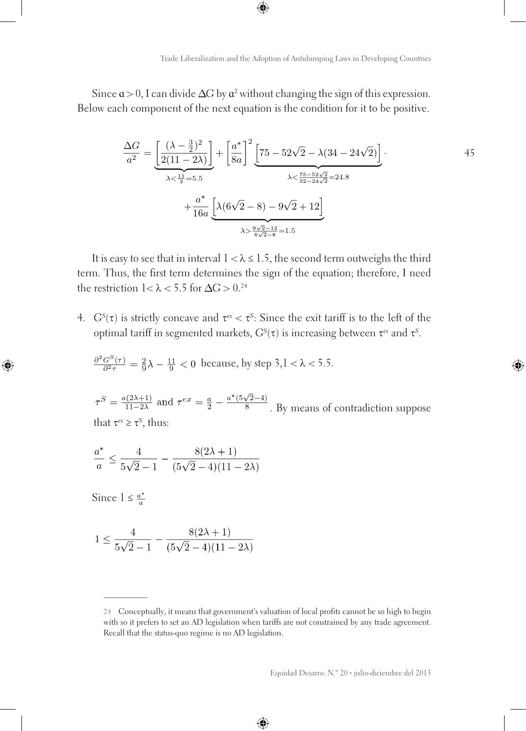Since $a > 0$, I can divide $\Delta G$ by $a^2$ without changing the sign of this expression. Below each component of the next equation is the condition for it to be positive.

$$\frac{\Delta G}{a^2} = \underbrace{\left[\frac{(\lambda - \frac{3}{2})^2}{2(11-2\lambda)}\right]}_{\lambda < \frac{11}{2} = 5.5} + \left[\frac{a^*}{8a}\right]^2 \underbrace{\left[75 - 52\sqrt{2} - \lambda(34 - 24\sqrt{2})\right]}_{\lambda < \frac{75-52\sqrt{2}}{32-24\sqrt{2}} = 24.8} \cdot \tag{45}$$

$$+ \frac{a^*}{16a} \underbrace{\left[\lambda(6\sqrt{2} - 8) - 9\sqrt{2} + 12\right]}_{\lambda > \frac{9\sqrt{2}-12}{6\sqrt{2}-8} = 1.5}$$

It is easy to see that in interval $1 < \lambda \leq 1.5$, the second term outweighs the third term. Thus, the first term determines the sign of the equation; therefore, I need the restriction $1 < \lambda < 5.5$ for $\Delta G > 0$.[24]

4. $G^S(\tau)$ is strictly concave and $\tau^{ex} < \tau^S$: Since the exit tariff is to the left of the optimal tariff in segmented markets, $G^S(\tau)$ is increasing between $\tau^{ex}$ and $\tau^S$.

   $\frac{\partial^2 G^S(\tau)}{\partial^2 \tau} = \frac{2}{9}\lambda - \frac{11}{9} < 0$ because, by step 3, $1 < \lambda < 5.5$.

   $\tau^S = \frac{a(2\lambda+1)}{11-2\lambda}$ and $\tau^{ex} = \frac{a}{2} - \frac{a^*(5\sqrt{2}-4)}{8}$. By means of contradiction suppose that $\tau^{ex} \geq \tau^S$, thus:

   $$\frac{a^*}{a} \leq \frac{4}{5\sqrt{2}-1} - \frac{8(2\lambda+1)}{(5\sqrt{2}-4)(11-2\lambda)}$$

   Since $1 \leq \frac{a^*}{a}$

   $$1 \leq \frac{4}{5\sqrt{2}-1} - \frac{8(2\lambda+1)}{(5\sqrt{2}-4)(11-2\lambda)}$$

---

24 Conceptually, it means that government's valuation of local profits cannot be so high to begin with so it prefers to set an AD legislation when tariffs are not constrained by any trade agreement. Recall that the status-quo regime is no AD legislation.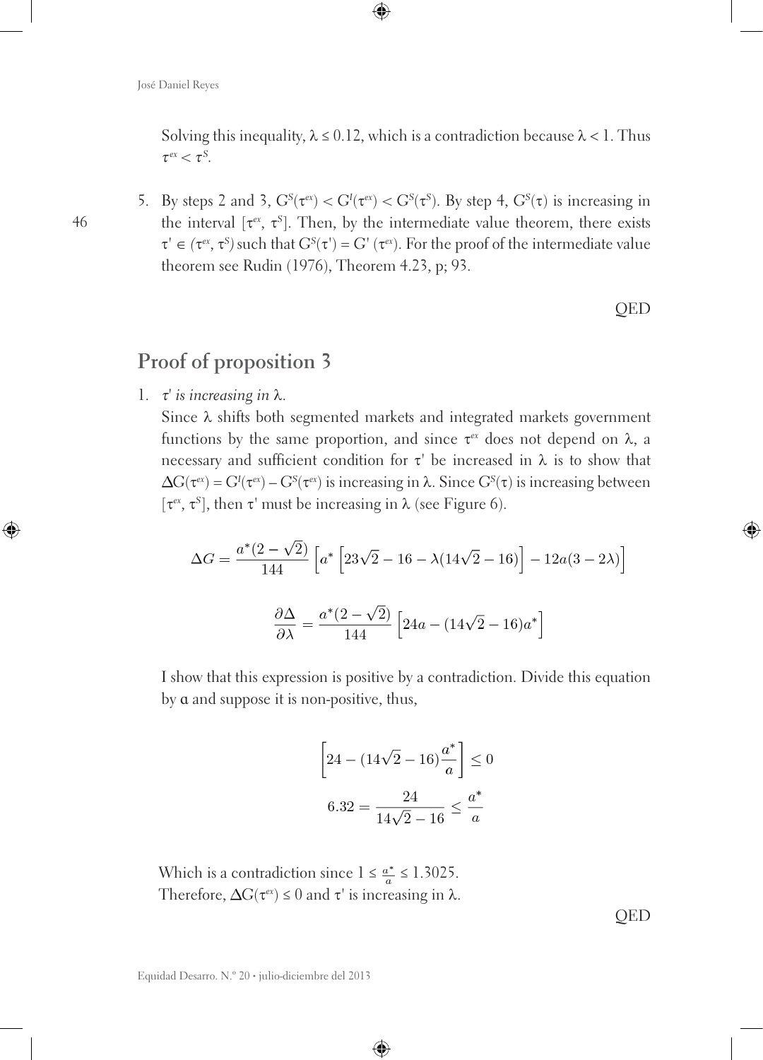Solving this inequality, $\lambda \leq 0.12$, which is a contradiction because $\lambda < 1$. Thus $\tau^{ex} < \tau^{S}$.

5. By steps 2 and 3, $G^S(\tau^{ex}) < G^I(\tau^{ex}) < G^S(\tau^S)$. By step 4, $G^S(\tau)$ is increasing in the interval $[\tau^{ex}, \tau^S]$. Then, by the intermediate value theorem, there exists $\tau' \in (\tau^{ex}, \tau^S)$ such that $G^S(\tau') = G^I(\tau^{ex})$. For the proof of the intermediate value theorem see Rudin (1976), Theorem 4.23, p; 93.

QED

## Proof of proposition 3

1. *$\tau'$ is increasing in $\lambda$.*

   Since $\lambda$ shifts both segmented markets and integrated markets government functions by the same proportion, and since $\tau^{ex}$ does not depend on $\lambda$, a necessary and sufficient condition for $\tau'$ be increased in $\lambda$ is to show that $\Delta G(\tau^{ex}) = G^I(\tau^{ex}) - G^S(\tau^{ex})$ is increasing in $\lambda$. Since $G^S(\tau)$ is increasing between $[\tau^{ex}, \tau^S]$, then $\tau'$ must be increasing in $\lambda$ (see Figure 6).

$$\Delta G = \frac{a^*(2-\sqrt{2})}{144}\left[a^*\left[23\sqrt{2}-16-\lambda(14\sqrt{2}-16)\right]-12a(3-2\lambda)\right]$$

$$\frac{\partial \Delta}{\partial \lambda} = \frac{a^*(2-\sqrt{2})}{144}\left[24a-(14\sqrt{2}-16)a^*\right]$$

   I show that this expression is positive by a contradiction. Divide this equation by $a$ and suppose it is non-positive, thus,

$$\left[24-(14\sqrt{2}-16)\frac{a^*}{a}\right] \leq 0$$

$$6.32 = \frac{24}{14\sqrt{2}-16} \leq \frac{a^*}{a}$$

   Which is a contradiction since $1 \leq \frac{a^*}{a} \leq 1.3025$.
   Therefore, $\Delta G(\tau^{ex}) \leq 0$ and $\tau'$ is increasing in $\lambda$.

QED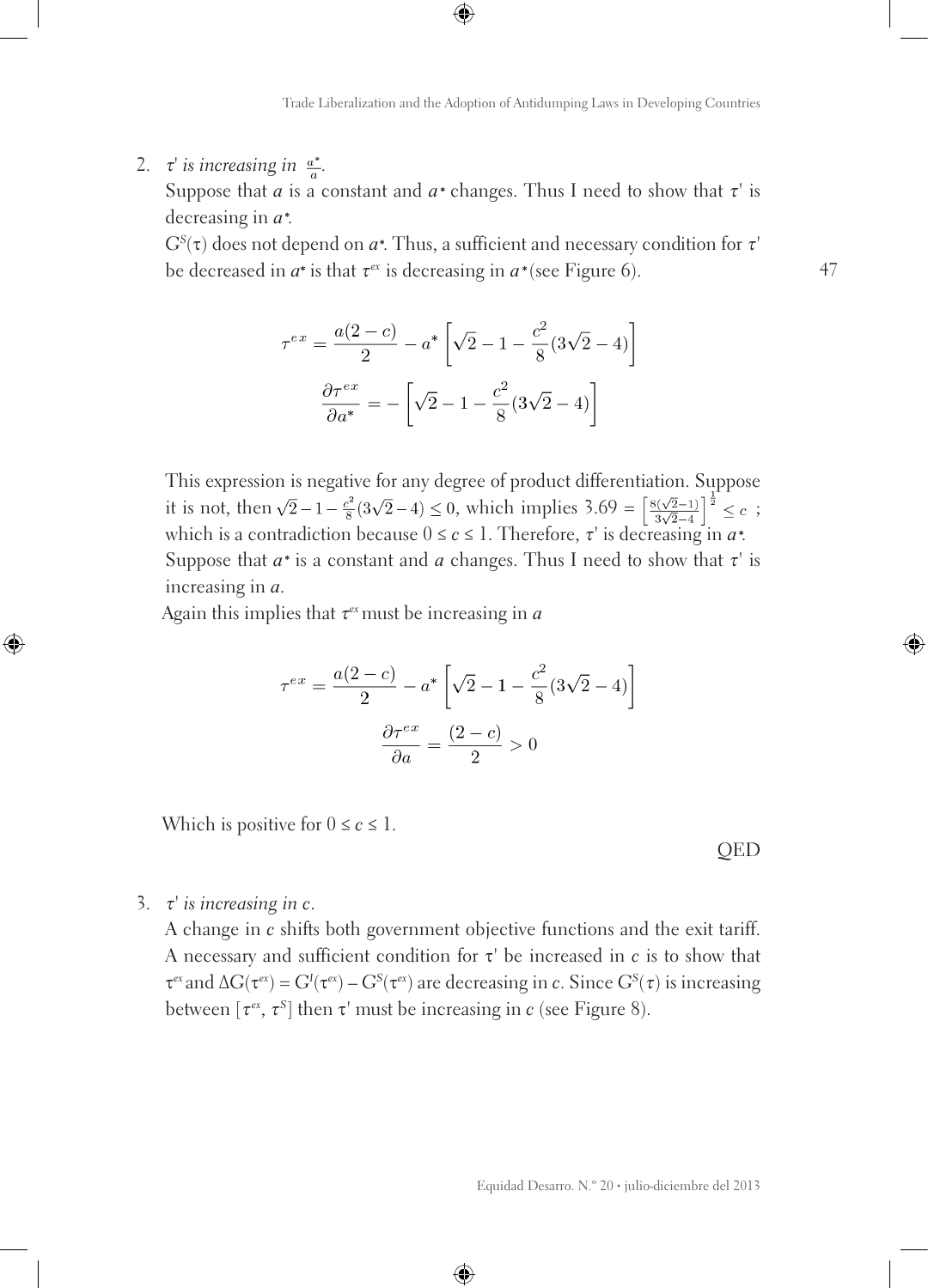2. $\tau'$ *is increasing in* $\frac{a^*}{a}$.

   Suppose that $a$ is a constant and $a^*$ changes. Thus I need to show that $\tau'$ is decreasing in $a^*$.

   $G^S(\tau)$ does not depend on $a^*$. Thus, a sufficient and necessary condition for $\tau'$ be decreased in $a^*$ is that $\tau^{ex}$ is decreasing in $a^*$ (see Figure 6).

$$\tau^{ex} = \frac{a(2-c)}{2} - a^* \left[\sqrt{2} - 1 - \frac{c^2}{8}(3\sqrt{2} - 4)\right]$$

$$\frac{\partial \tau^{ex}}{\partial a^*} = -\left[\sqrt{2} - 1 - \frac{c^2}{8}(3\sqrt{2} - 4)\right]$$

   This expression is negative for any degree of product differentiation. Suppose it is not, then $\sqrt{2} - 1 - \frac{c^2}{8}(3\sqrt{2} - 4) \leq 0$, which implies $3.69 = \left[\frac{8(\sqrt{2}-1)}{3\sqrt{2}-4}\right]^{\frac{1}{2}} \leq c$ ; which is a contradiction because $0 \leq c \leq 1$. Therefore, $\tau'$ is decreasing in $a^*$.

   Suppose that $a^*$ is a constant and $a$ changes. Thus I need to show that $\tau'$ is increasing in $a$.

   Again this implies that $\tau^{ex}$ must be increasing in $a$

$$\tau^{ex} = \frac{a(2-c)}{2} - a^* \left[\sqrt{2} - 1 - \frac{c^2}{8}(3\sqrt{2} - 4)\right]$$

$$\frac{\partial \tau^{ex}}{\partial a} = \frac{(2-c)}{2} > 0$$

   Which is positive for $0 \leq c \leq 1$.

   QED

3. $\tau'$ *is increasing in* $c$.

   A change in $c$ shifts both government objective functions and the exit tariff. A necessary and sufficient condition for $\tau'$ be increased in $c$ is to show that $\tau^{ex}$ and $\Delta G(\tau^{ex}) = G^I(\tau^{ex}) - G^S(\tau^{ex})$ are decreasing in $c$. Since $G^S(\tau)$ is increasing between $[\tau^{ex}, \tau^S]$ then $\tau'$ must be increasing in $c$ (see Figure 8).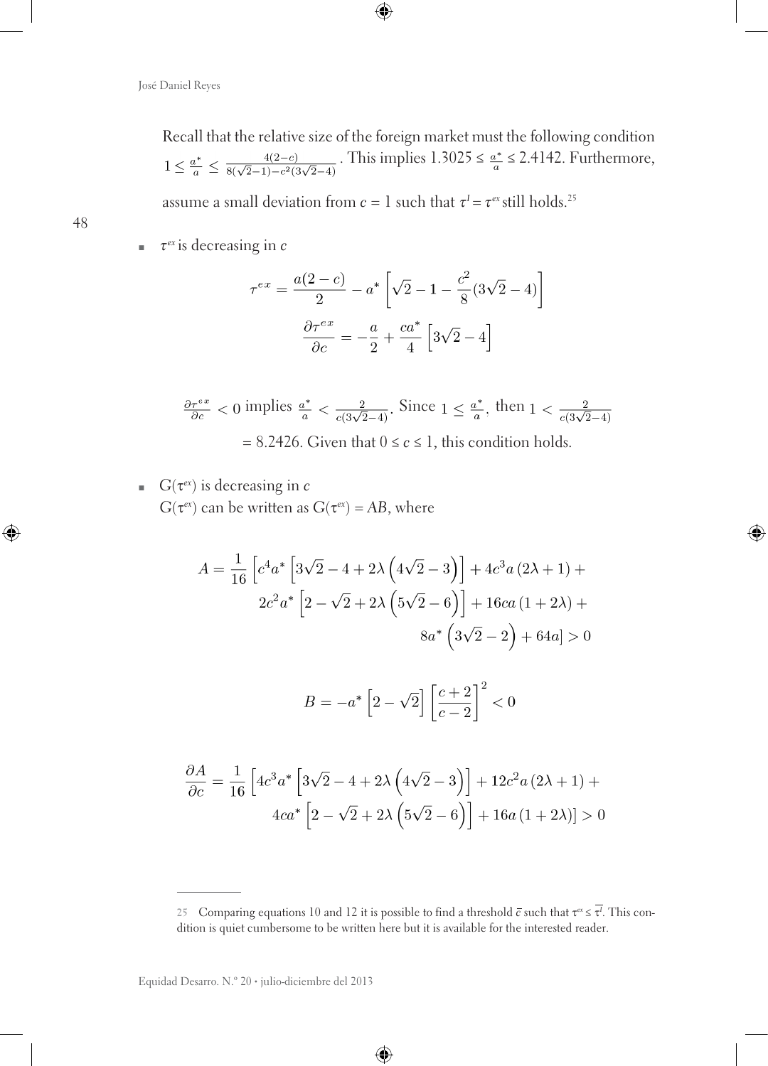Recall that the relative size of the foreign market must the following condition $1 \leq \frac{a^*}{a} \leq \frac{4(2-c)}{8(\sqrt{2}-1)-c^2(3\sqrt{2}-4)}$. This implies $1.3025 \leq \frac{a^*}{a} \leq 2.4142$. Furthermore, assume a small deviation from $c = 1$ such that $\tau^I = \tau^{ex}$ still holds.[25]

- $\tau^{ex}$ is decreasing in $c$

$$\tau^{ex} = \frac{a(2-c)}{2} - a^* \left[\sqrt{2} - 1 - \frac{c^2}{8}(3\sqrt{2}-4)\right]$$

$$\frac{\partial \tau^{ex}}{\partial c} = -\frac{a}{2} + \frac{ca^*}{4}\left[3\sqrt{2}-4\right]$$

$\frac{\partial \tau^{ex}}{\partial c} < 0$ implies $\frac{a^*}{a} < \frac{2}{c(3\sqrt{2}-4)}$. Since $1 \leq \frac{a^*}{a}$, then $1 < \frac{2}{c(3\sqrt{2}-4)}$ $= 8.2426$. Given that $0 \leq c \leq 1$, this condition holds.

- $G(\tau^{ex})$ is decreasing in $c$

$G(\tau^{ex})$ can be written as $G(\tau^{ex}) = AB$, where

$$A = \frac{1}{16}\left[c^4 a^* \left[3\sqrt{2} - 4 + 2\lambda\left(4\sqrt{2}-3\right)\right] + 4c^3 a\left(2\lambda+1\right) + 2c^2 a^* \left[2 - \sqrt{2} + 2\lambda\left(5\sqrt{2}-6\right)\right] + 16ca\left(1+2\lambda\right) + 8a^*\left(3\sqrt{2}-2\right) + 64a\right] > 0$$

$$B = -a^*\left[2-\sqrt{2}\right]\left[\frac{c+2}{c-2}\right]^2 < 0$$

$$\frac{\partial A}{\partial c} = \frac{1}{16}\left[4c^3 a^* \left[3\sqrt{2} - 4 + 2\lambda\left(4\sqrt{2}-3\right)\right] + 12c^2 a\left(2\lambda+1\right) + 4ca^*\left[2-\sqrt{2}+2\lambda\left(5\sqrt{2}-6\right)\right] + 16a\left(1+2\lambda\right)\right] > 0$$

---

[25] Comparing equations 10 and 12 it is possible to find a threshold $\bar{c}$ such that $\tau^{ex} \leq \overline{\tau^I}$. This condition is quiet cumbersome to be written here but it is available for the interested reader.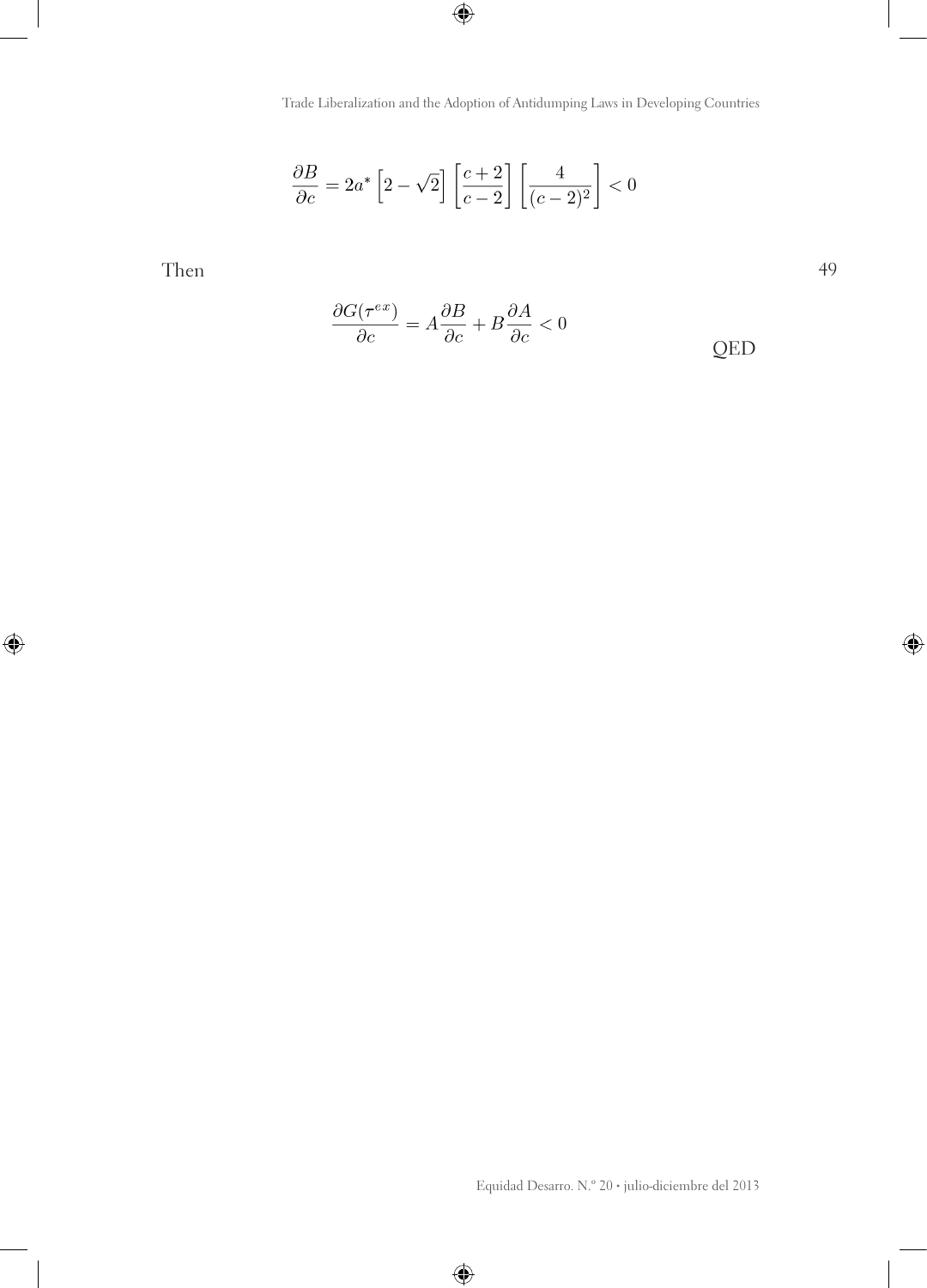$$\frac{\partial B}{\partial c} = 2a^* \left[2 - \sqrt{2}\right] \left[\frac{c+2}{c-2}\right] \left[\frac{4}{(c-2)^2}\right] < 0$$

Then

$$\frac{\partial G(\tau^{ex})}{\partial c} = A\frac{\partial B}{\partial c} + B\frac{\partial A}{\partial c} < 0$$

QED